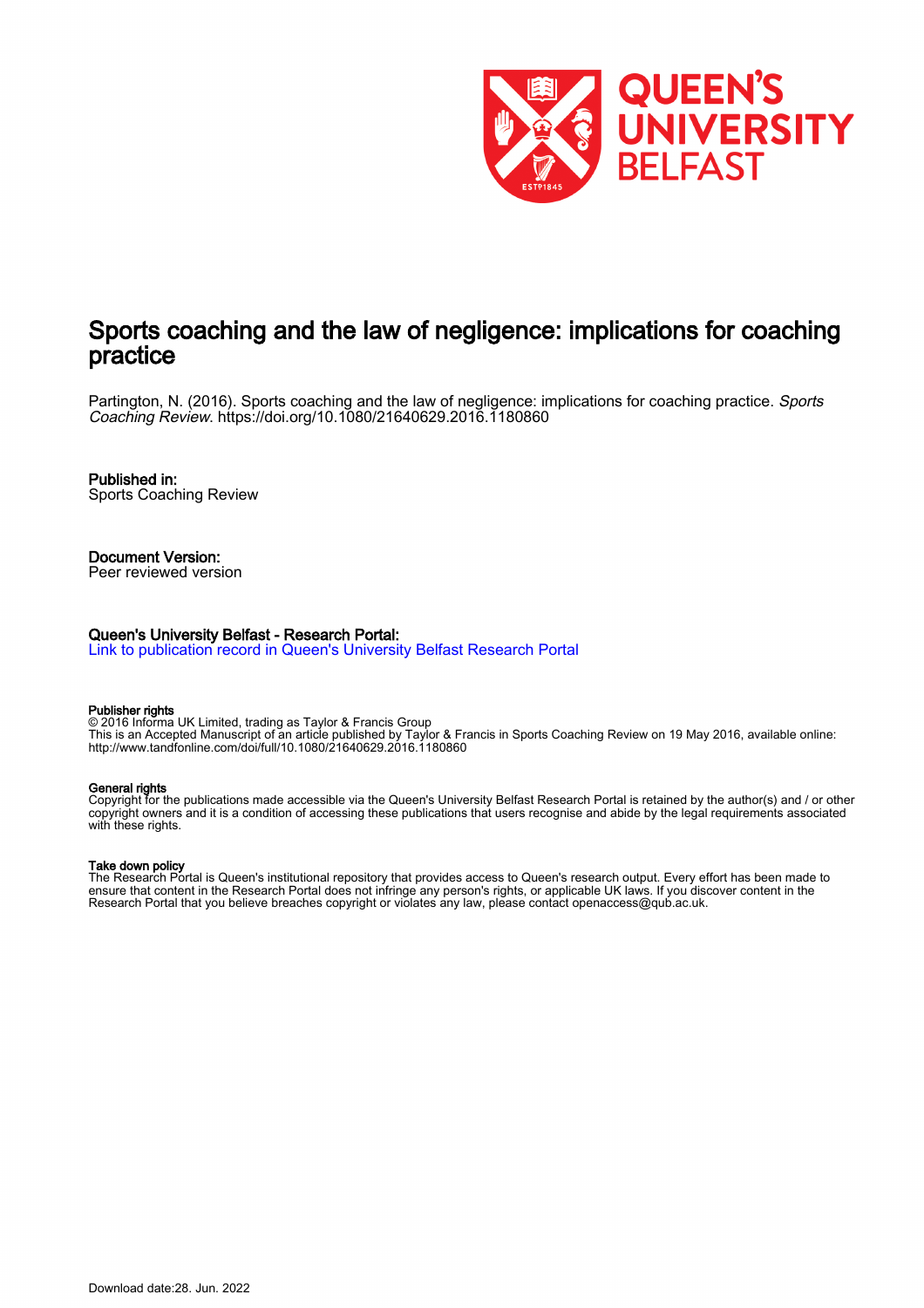# Sports coaching and the law of negligence: implications for coaching practice

Partington, N. (2016). Sports coaching and the law of negligence: implications for coaching practice. *Sports Coaching Review*. https://doi.org/10.1080/21640629.2016.1180860

**Published in:**
Sports Coaching Review

**Document Version:**
Peer reviewed version

**Queen's University Belfast - Research Portal:**
Link to publication record in Queen's University Belfast Research Portal

**Publisher rights**
© 2016 Informa UK Limited, trading as Taylor & Francis Group
This is an Accepted Manuscript of an article published by Taylor & Francis in Sports Coaching Review on 19 May 2016, available online: http://www.tandfonline.com/doi/full/10.1080/21640629.2016.1180860

**General rights**
Copyright for the publications made accessible via the Queen's University Belfast Research Portal is retained by the author(s) and / or other copyright owners and it is a condition of accessing these publications that users recognise and abide by the legal requirements associated with these rights.

**Take down policy**
The Research Portal is Queen's institutional repository that provides access to Queen's research output. Every effort has been made to ensure that content in the Research Portal does not infringe any person's rights, or applicable UK laws. If you discover content in the Research Portal that you believe breaches copyright or violates any law, please contact openaccess@qub.ac.uk.

Download date:28. Jun. 2022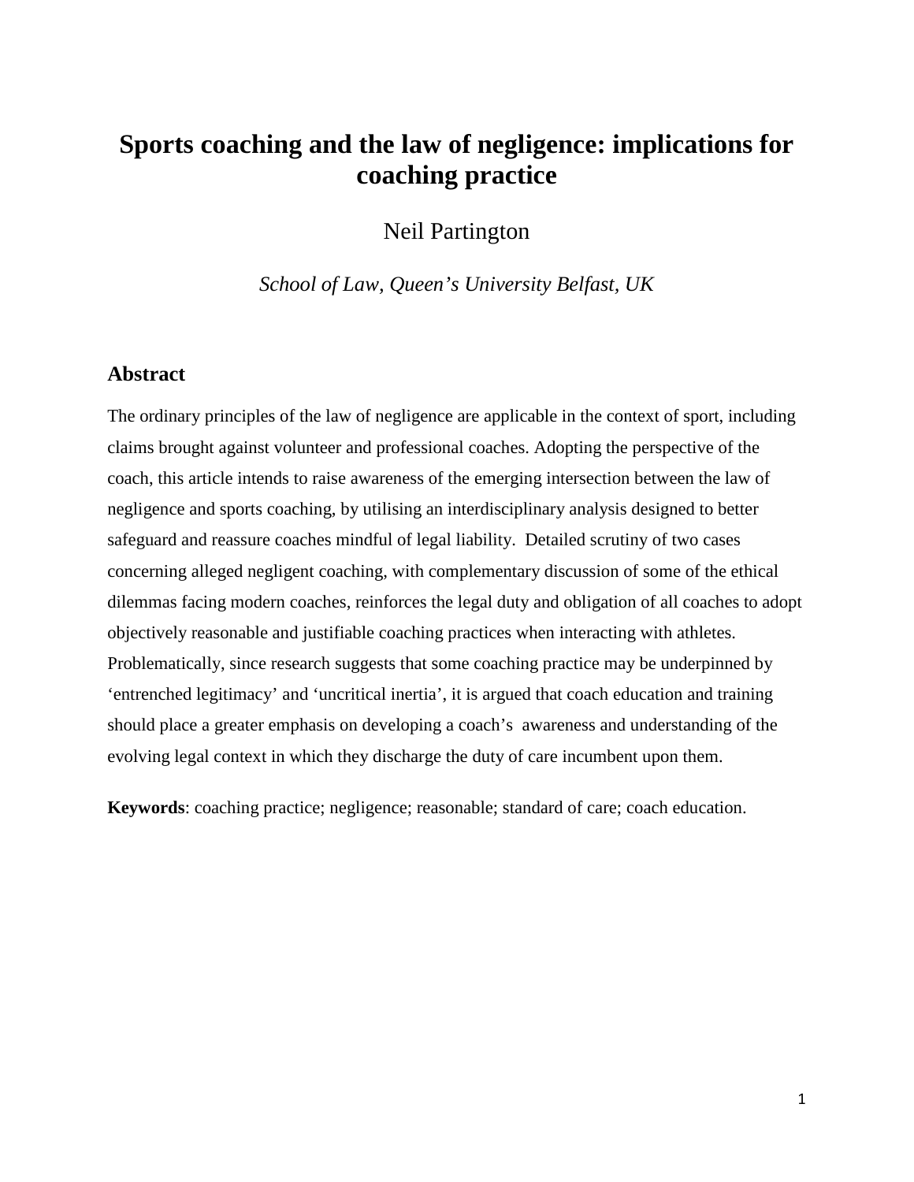# Sports coaching and the law of negligence: implications for coaching practice

Neil Partington

*School of Law, Queen's University Belfast, UK*

## Abstract

The ordinary principles of the law of negligence are applicable in the context of sport, including claims brought against volunteer and professional coaches. Adopting the perspective of the coach, this article intends to raise awareness of the emerging intersection between the law of negligence and sports coaching, by utilising an interdisciplinary analysis designed to better safeguard and reassure coaches mindful of legal liability. Detailed scrutiny of two cases concerning alleged negligent coaching, with complementary discussion of some of the ethical dilemmas facing modern coaches, reinforces the legal duty and obligation of all coaches to adopt objectively reasonable and justifiable coaching practices when interacting with athletes. Problematically, since research suggests that some coaching practice may be underpinned by 'entrenched legitimacy' and 'uncritical inertia', it is argued that coach education and training should place a greater emphasis on developing a coach's awareness and understanding of the evolving legal context in which they discharge the duty of care incumbent upon them.

**Keywords**: coaching practice; negligence; reasonable; standard of care; coach education.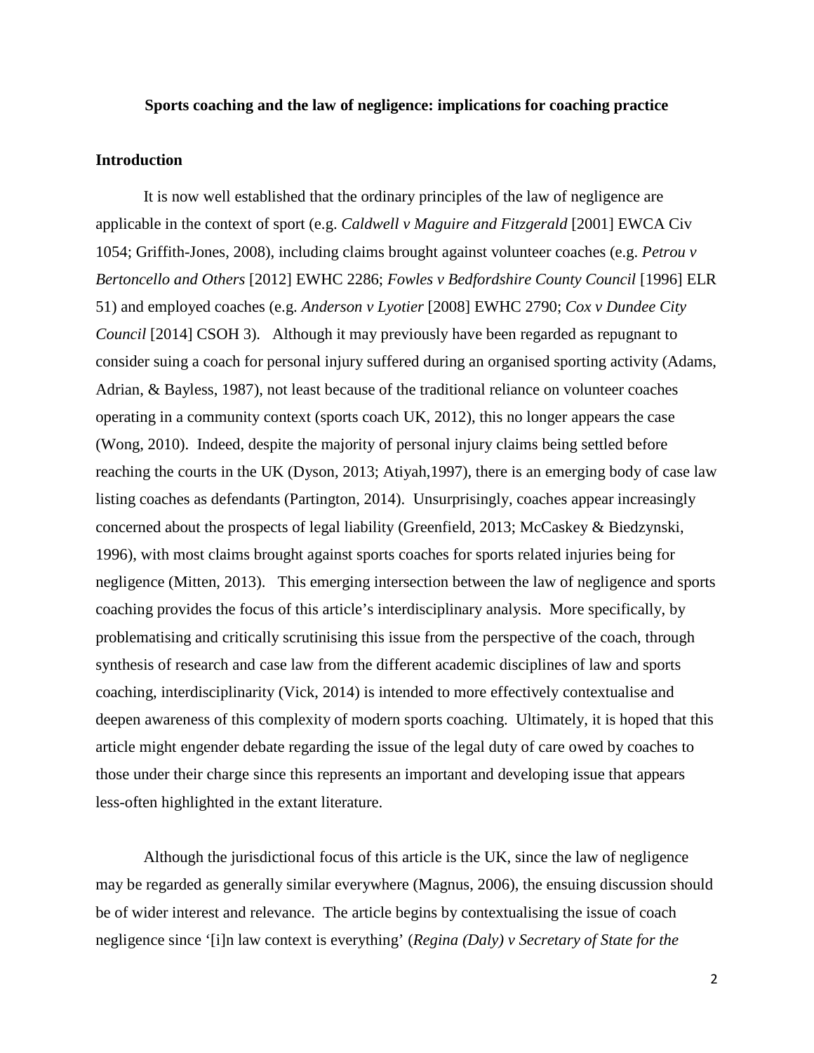**Sports coaching and the law of negligence: implications for coaching practice**

## Introduction

It is now well established that the ordinary principles of the law of negligence are applicable in the context of sport (e.g. *Caldwell v Maguire and Fitzgerald* [2001] EWCA Civ 1054; Griffith-Jones, 2008), including claims brought against volunteer coaches (e.g. *Petrou v Bertoncello and Others* [2012] EWHC 2286; *Fowles v Bedfordshire County Council* [1996] ELR 51) and employed coaches (e.g. *Anderson v Lyotier* [2008] EWHC 2790; *Cox v Dundee City Council* [2014] CSOH 3). Although it may previously have been regarded as repugnant to consider suing a coach for personal injury suffered during an organised sporting activity (Adams, Adrian, & Bayless, 1987), not least because of the traditional reliance on volunteer coaches operating in a community context (sports coach UK, 2012), this no longer appears the case (Wong, 2010). Indeed, despite the majority of personal injury claims being settled before reaching the courts in the UK (Dyson, 2013; Atiyah,1997), there is an emerging body of case law listing coaches as defendants (Partington, 2014). Unsurprisingly, coaches appear increasingly concerned about the prospects of legal liability (Greenfield, 2013; McCaskey & Biedzynski, 1996), with most claims brought against sports coaches for sports related injuries being for negligence (Mitten, 2013). This emerging intersection between the law of negligence and sports coaching provides the focus of this article's interdisciplinary analysis. More specifically, by problematising and critically scrutinising this issue from the perspective of the coach, through synthesis of research and case law from the different academic disciplines of law and sports coaching, interdisciplinarity (Vick, 2014) is intended to more effectively contextualise and deepen awareness of this complexity of modern sports coaching. Ultimately, it is hoped that this article might engender debate regarding the issue of the legal duty of care owed by coaches to those under their charge since this represents an important and developing issue that appears less-often highlighted in the extant literature.

Although the jurisdictional focus of this article is the UK, since the law of negligence may be regarded as generally similar everywhere (Magnus, 2006), the ensuing discussion should be of wider interest and relevance. The article begins by contextualising the issue of coach negligence since '[i]n law context is everything' (*Regina (Daly) v Secretary of State for the*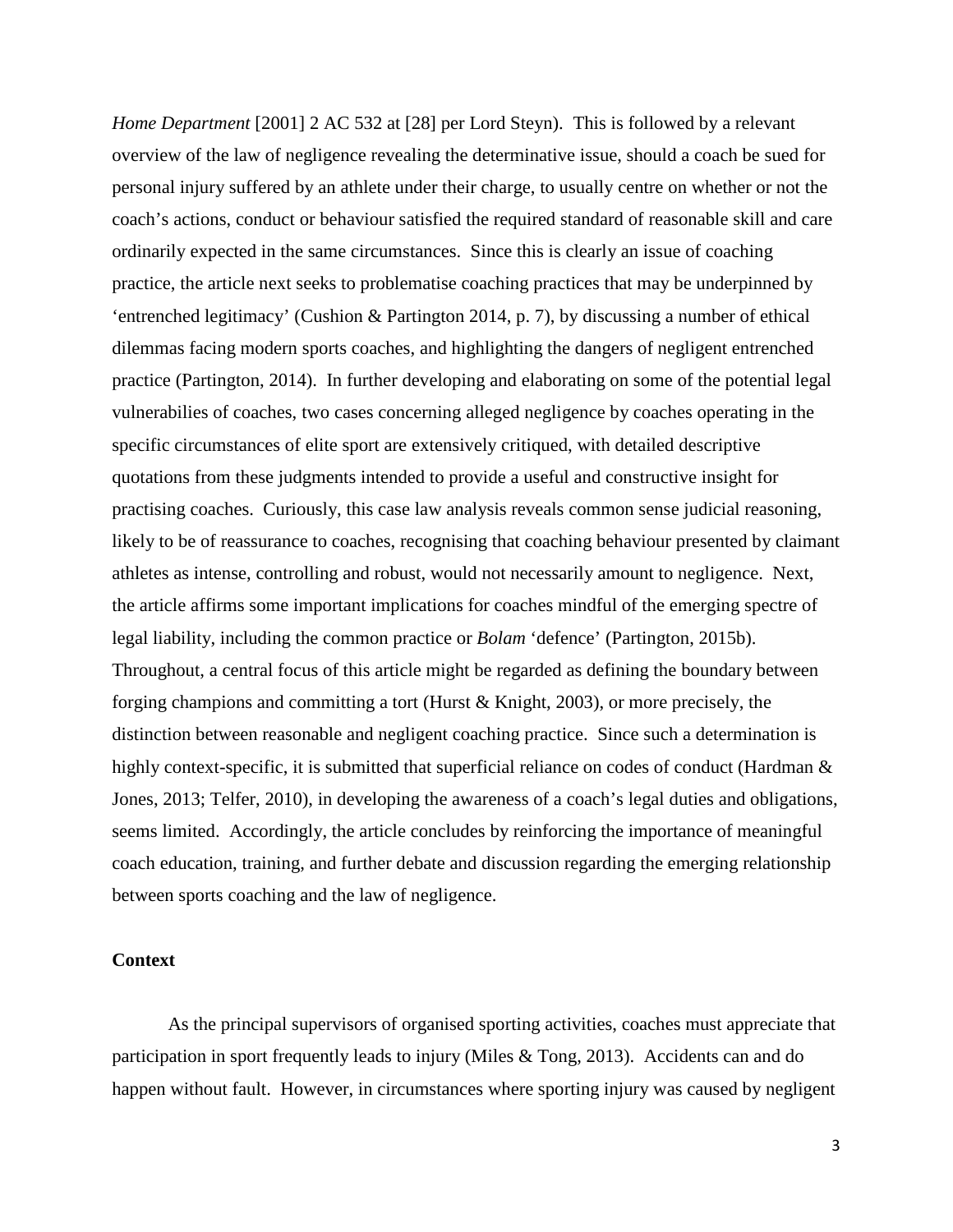*Home Department* [2001] 2 AC 532 at [28] per Lord Steyn). This is followed by a relevant overview of the law of negligence revealing the determinative issue, should a coach be sued for personal injury suffered by an athlete under their charge, to usually centre on whether or not the coach's actions, conduct or behaviour satisfied the required standard of reasonable skill and care ordinarily expected in the same circumstances. Since this is clearly an issue of coaching practice, the article next seeks to problematise coaching practices that may be underpinned by 'entrenched legitimacy' (Cushion & Partington 2014, p. 7), by discussing a number of ethical dilemmas facing modern sports coaches, and highlighting the dangers of negligent entrenched practice (Partington, 2014). In further developing and elaborating on some of the potential legal vulnerabilities of coaches, two cases concerning alleged negligence by coaches operating in the specific circumstances of elite sport are extensively critiqued, with detailed descriptive quotations from these judgments intended to provide a useful and constructive insight for practising coaches. Curiously, this case law analysis reveals common sense judicial reasoning, likely to be of reassurance to coaches, recognising that coaching behaviour presented by claimant athletes as intense, controlling and robust, would not necessarily amount to negligence. Next, the article affirms some important implications for coaches mindful of the emerging spectre of legal liability, including the common practice or *Bolam* 'defence' (Partington, 2015b). Throughout, a central focus of this article might be regarded as defining the boundary between forging champions and committing a tort (Hurst & Knight, 2003), or more precisely, the distinction between reasonable and negligent coaching practice. Since such a determination is highly context-specific, it is submitted that superficial reliance on codes of conduct (Hardman & Jones, 2013; Telfer, 2010), in developing the awareness of a coach's legal duties and obligations, seems limited. Accordingly, the article concludes by reinforcing the importance of meaningful coach education, training, and further debate and discussion regarding the emerging relationship between sports coaching and the law of negligence.

## Context

As the principal supervisors of organised sporting activities, coaches must appreciate that participation in sport frequently leads to injury (Miles & Tong, 2013). Accidents can and do happen without fault. However, in circumstances where sporting injury was caused by negligent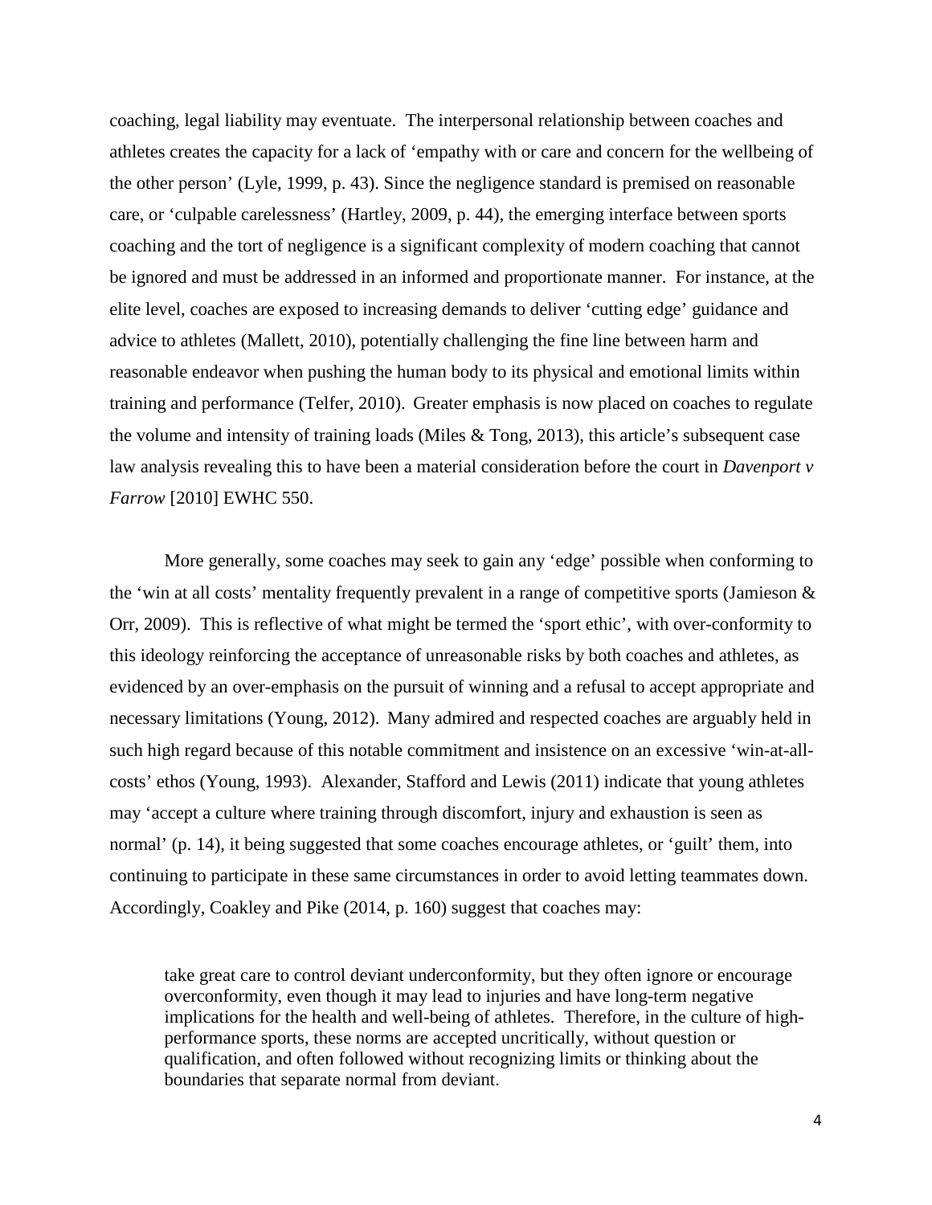coaching, legal liability may eventuate. The interpersonal relationship between coaches and athletes creates the capacity for a lack of 'empathy with or care and concern for the wellbeing of the other person' (Lyle, 1999, p. 43). Since the negligence standard is premised on reasonable care, or 'culpable carelessness' (Hartley, 2009, p. 44), the emerging interface between sports coaching and the tort of negligence is a significant complexity of modern coaching that cannot be ignored and must be addressed in an informed and proportionate manner. For instance, at the elite level, coaches are exposed to increasing demands to deliver 'cutting edge' guidance and advice to athletes (Mallett, 2010), potentially challenging the fine line between harm and reasonable endeavor when pushing the human body to its physical and emotional limits within training and performance (Telfer, 2010). Greater emphasis is now placed on coaches to regulate the volume and intensity of training loads (Miles & Tong, 2013), this article's subsequent case law analysis revealing this to have been a material consideration before the court in *Davenport v Farrow* [2010] EWHC 550.

More generally, some coaches may seek to gain any 'edge' possible when conforming to the 'win at all costs' mentality frequently prevalent in a range of competitive sports (Jamieson & Orr, 2009). This is reflective of what might be termed the 'sport ethic', with over-conformity to this ideology reinforcing the acceptance of unreasonable risks by both coaches and athletes, as evidenced by an over-emphasis on the pursuit of winning and a refusal to accept appropriate and necessary limitations (Young, 2012). Many admired and respected coaches are arguably held in such high regard because of this notable commitment and insistence on an excessive 'win-at-all-costs' ethos (Young, 1993). Alexander, Stafford and Lewis (2011) indicate that young athletes may 'accept a culture where training through discomfort, injury and exhaustion is seen as normal' (p. 14), it being suggested that some coaches encourage athletes, or 'guilt' them, into continuing to participate in these same circumstances in order to avoid letting teammates down. Accordingly, Coakley and Pike (2014, p. 160) suggest that coaches may:

> take great care to control deviant underconformity, but they often ignore or encourage overconformity, even though it may lead to injuries and have long-term negative implications for the health and well-being of athletes. Therefore, in the culture of high-performance sports, these norms are accepted uncritically, without question or qualification, and often followed without recognizing limits or thinking about the boundaries that separate normal from deviant.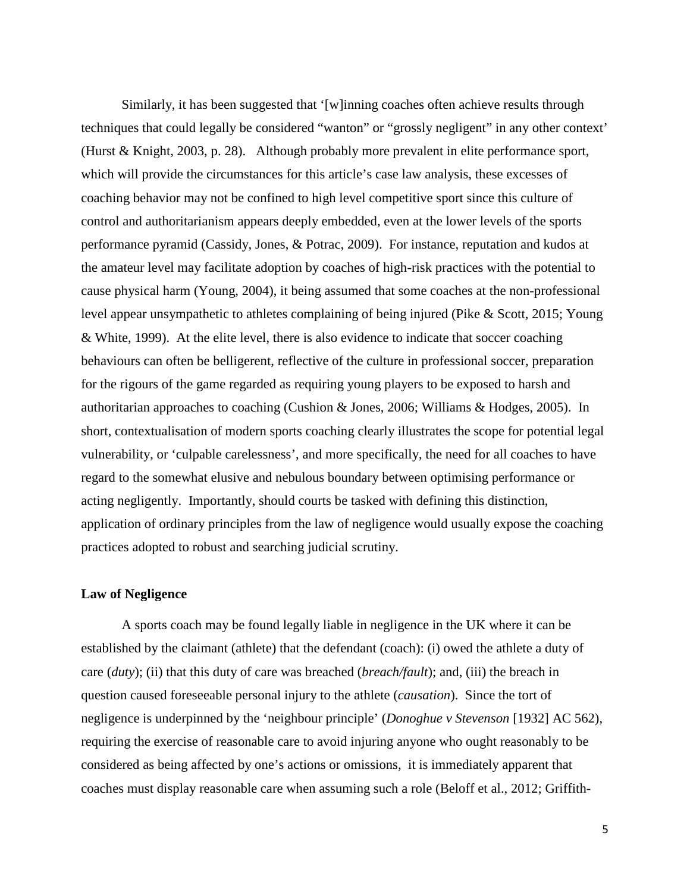Similarly, it has been suggested that '[w]inning coaches often achieve results through techniques that could legally be considered "wanton" or "grossly negligent" in any other context' (Hurst & Knight, 2003, p. 28). Although probably more prevalent in elite performance sport, which will provide the circumstances for this article's case law analysis, these excesses of coaching behavior may not be confined to high level competitive sport since this culture of control and authoritarianism appears deeply embedded, even at the lower levels of the sports performance pyramid (Cassidy, Jones, & Potrac, 2009). For instance, reputation and kudos at the amateur level may facilitate adoption by coaches of high-risk practices with the potential to cause physical harm (Young, 2004), it being assumed that some coaches at the non-professional level appear unsympathetic to athletes complaining of being injured (Pike & Scott, 2015; Young & White, 1999). At the elite level, there is also evidence to indicate that soccer coaching behaviours can often be belligerent, reflective of the culture in professional soccer, preparation for the rigours of the game regarded as requiring young players to be exposed to harsh and authoritarian approaches to coaching (Cushion & Jones, 2006; Williams & Hodges, 2005). In short, contextualisation of modern sports coaching clearly illustrates the scope for potential legal vulnerability, or 'culpable carelessness', and more specifically, the need for all coaches to have regard to the somewhat elusive and nebulous boundary between optimising performance or acting negligently. Importantly, should courts be tasked with defining this distinction, application of ordinary principles from the law of negligence would usually expose the coaching practices adopted to robust and searching judicial scrutiny.

**Law of Negligence**

A sports coach may be found legally liable in negligence in the UK where it can be established by the claimant (athlete) that the defendant (coach): (i) owed the athlete a duty of care (*duty*); (ii) that this duty of care was breached (*breach/fault*); and, (iii) the breach in question caused foreseeable personal injury to the athlete (*causation*). Since the tort of negligence is underpinned by the 'neighbour principle' (*Donoghue v Stevenson* [1932] AC 562), requiring the exercise of reasonable care to avoid injuring anyone who ought reasonably to be considered as being affected by one's actions or omissions, it is immediately apparent that coaches must display reasonable care when assuming such a role (Beloff et al., 2012; Griffith-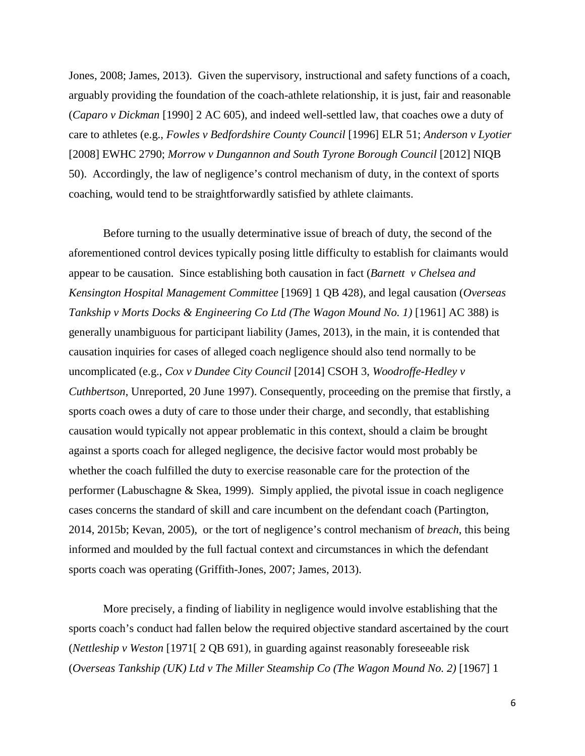Jones, 2008; James, 2013). Given the supervisory, instructional and safety functions of a coach, arguably providing the foundation of the coach-athlete relationship, it is just, fair and reasonable (*Caparo v Dickman* [1990] 2 AC 605), and indeed well-settled law, that coaches owe a duty of care to athletes (e.g., *Fowles v Bedfordshire County Council* [1996] ELR 51; *Anderson v Lyotier* [2008] EWHC 2790; *Morrow v Dungannon and South Tyrone Borough Council* [2012] NIQB 50). Accordingly, the law of negligence's control mechanism of duty, in the context of sports coaching, would tend to be straightforwardly satisfied by athlete claimants.

Before turning to the usually determinative issue of breach of duty, the second of the aforementioned control devices typically posing little difficulty to establish for claimants would appear to be causation. Since establishing both causation in fact (*Barnett v Chelsea and Kensington Hospital Management Committee* [1969] 1 QB 428), and legal causation (*Overseas Tankship v Morts Docks & Engineering Co Ltd (The Wagon Mound No. 1)* [1961] AC 388) is generally unambiguous for participant liability (James, 2013), in the main, it is contended that causation inquiries for cases of alleged coach negligence should also tend normally to be uncomplicated (e.g., *Cox v Dundee City Council* [2014] CSOH 3, *Woodroffe-Hedley v Cuthbertson*, Unreported, 20 June 1997). Consequently, proceeding on the premise that firstly, a sports coach owes a duty of care to those under their charge, and secondly, that establishing causation would typically not appear problematic in this context, should a claim be brought against a sports coach for alleged negligence, the decisive factor would most probably be whether the coach fulfilled the duty to exercise reasonable care for the protection of the performer (Labuschagne & Skea, 1999). Simply applied, the pivotal issue in coach negligence cases concerns the standard of skill and care incumbent on the defendant coach (Partington, 2014, 2015b; Kevan, 2005), or the tort of negligence's control mechanism of *breach*, this being informed and moulded by the full factual context and circumstances in which the defendant sports coach was operating (Griffith-Jones, 2007; James, 2013).

More precisely, a finding of liability in negligence would involve establishing that the sports coach's conduct had fallen below the required objective standard ascertained by the court (*Nettleship v Weston* [1971[ 2 QB 691), in guarding against reasonably foreseeable risk (*Overseas Tankship (UK) Ltd v The Miller Steamship Co (The Wagon Mound No. 2)* [1967] 1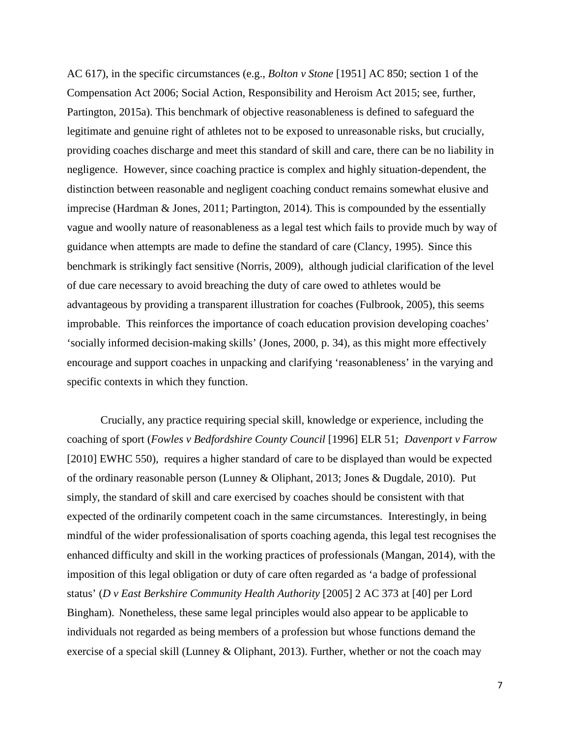AC 617), in the specific circumstances (e.g., *Bolton v Stone* [1951] AC 850; section 1 of the Compensation Act 2006; Social Action, Responsibility and Heroism Act 2015; see, further, Partington, 2015a). This benchmark of objective reasonableness is defined to safeguard the legitimate and genuine right of athletes not to be exposed to unreasonable risks, but crucially, providing coaches discharge and meet this standard of skill and care, there can be no liability in negligence. However, since coaching practice is complex and highly situation-dependent, the distinction between reasonable and negligent coaching conduct remains somewhat elusive and imprecise (Hardman & Jones, 2011; Partington, 2014). This is compounded by the essentially vague and woolly nature of reasonableness as a legal test which fails to provide much by way of guidance when attempts are made to define the standard of care (Clancy, 1995). Since this benchmark is strikingly fact sensitive (Norris, 2009), although judicial clarification of the level of due care necessary to avoid breaching the duty of care owed to athletes would be advantageous by providing a transparent illustration for coaches (Fulbrook, 2005), this seems improbable. This reinforces the importance of coach education provision developing coaches' 'socially informed decision-making skills' (Jones, 2000, p. 34), as this might more effectively encourage and support coaches in unpacking and clarifying 'reasonableness' in the varying and specific contexts in which they function.

Crucially, any practice requiring special skill, knowledge or experience, including the coaching of sport (*Fowles v Bedfordshire County Council* [1996] ELR 51; *Davenport v Farrow* [2010] EWHC 550), requires a higher standard of care to be displayed than would be expected of the ordinary reasonable person (Lunney & Oliphant, 2013; Jones & Dugdale, 2010). Put simply, the standard of skill and care exercised by coaches should be consistent with that expected of the ordinarily competent coach in the same circumstances. Interestingly, in being mindful of the wider professionalisation of sports coaching agenda, this legal test recognises the enhanced difficulty and skill in the working practices of professionals (Mangan, 2014), with the imposition of this legal obligation or duty of care often regarded as 'a badge of professional status' (*D v East Berkshire Community Health Authority* [2005] 2 AC 373 at [40] per Lord Bingham). Nonetheless, these same legal principles would also appear to be applicable to individuals not regarded as being members of a profession but whose functions demand the exercise of a special skill (Lunney & Oliphant, 2013). Further, whether or not the coach may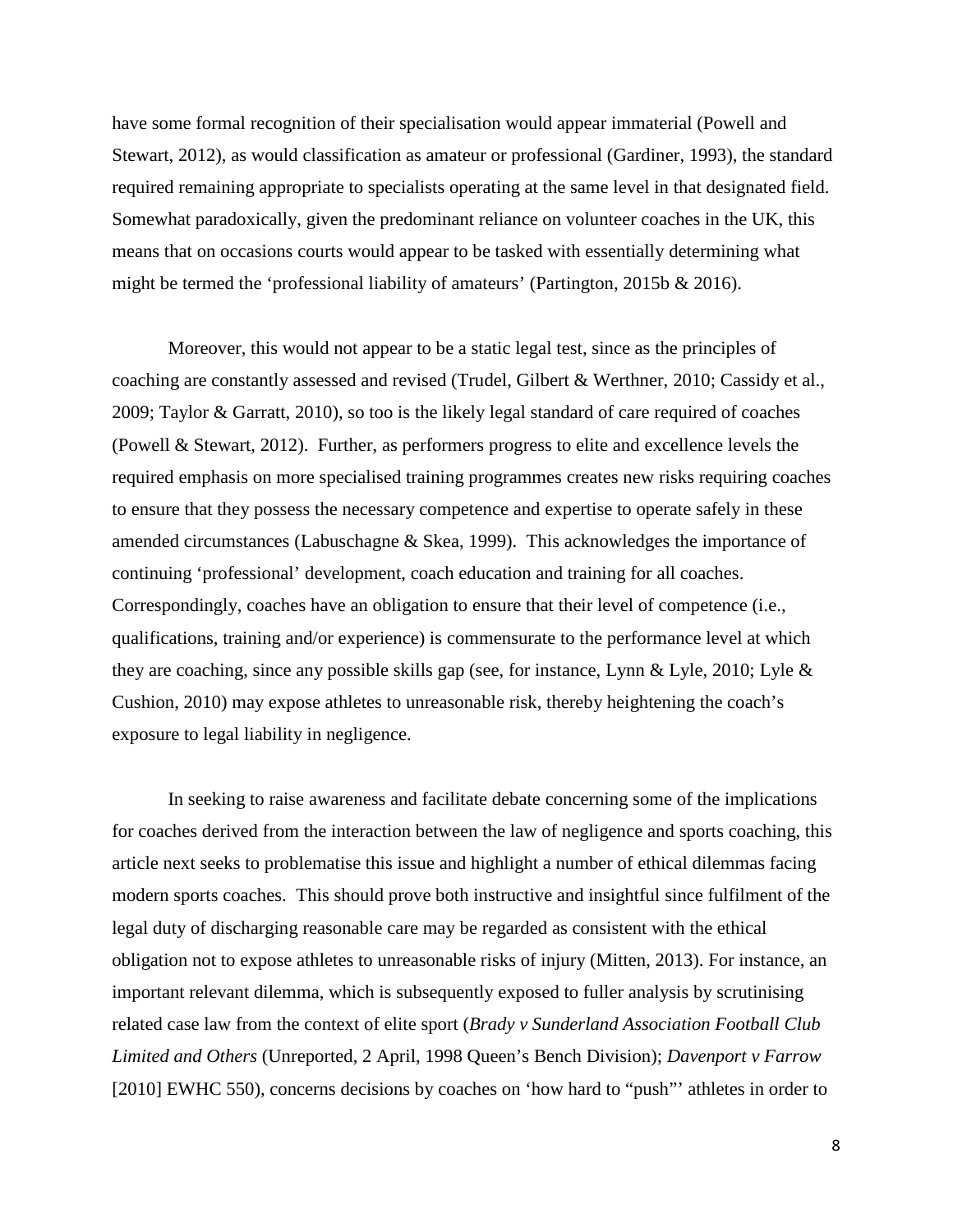have some formal recognition of their specialisation would appear immaterial (Powell and Stewart, 2012), as would classification as amateur or professional (Gardiner, 1993), the standard required remaining appropriate to specialists operating at the same level in that designated field. Somewhat paradoxically, given the predominant reliance on volunteer coaches in the UK, this means that on occasions courts would appear to be tasked with essentially determining what might be termed the 'professional liability of amateurs' (Partington, 2015b & 2016).

Moreover, this would not appear to be a static legal test, since as the principles of coaching are constantly assessed and revised (Trudel, Gilbert & Werthner, 2010; Cassidy et al., 2009; Taylor & Garratt, 2010), so too is the likely legal standard of care required of coaches (Powell & Stewart, 2012). Further, as performers progress to elite and excellence levels the required emphasis on more specialised training programmes creates new risks requiring coaches to ensure that they possess the necessary competence and expertise to operate safely in these amended circumstances (Labuschagne & Skea, 1999). This acknowledges the importance of continuing 'professional' development, coach education and training for all coaches. Correspondingly, coaches have an obligation to ensure that their level of competence (i.e., qualifications, training and/or experience) is commensurate to the performance level at which they are coaching, since any possible skills gap (see, for instance, Lynn & Lyle, 2010; Lyle & Cushion, 2010) may expose athletes to unreasonable risk, thereby heightening the coach's exposure to legal liability in negligence.

In seeking to raise awareness and facilitate debate concerning some of the implications for coaches derived from the interaction between the law of negligence and sports coaching, this article next seeks to problematise this issue and highlight a number of ethical dilemmas facing modern sports coaches. This should prove both instructive and insightful since fulfilment of the legal duty of discharging reasonable care may be regarded as consistent with the ethical obligation not to expose athletes to unreasonable risks of injury (Mitten, 2013). For instance, an important relevant dilemma, which is subsequently exposed to fuller analysis by scrutinising related case law from the context of elite sport (*Brady v Sunderland Association Football Club Limited and Others* (Unreported, 2 April, 1998 Queen's Bench Division); *Davenport v Farrow* [2010] EWHC 550), concerns decisions by coaches on 'how hard to "push"' athletes in order to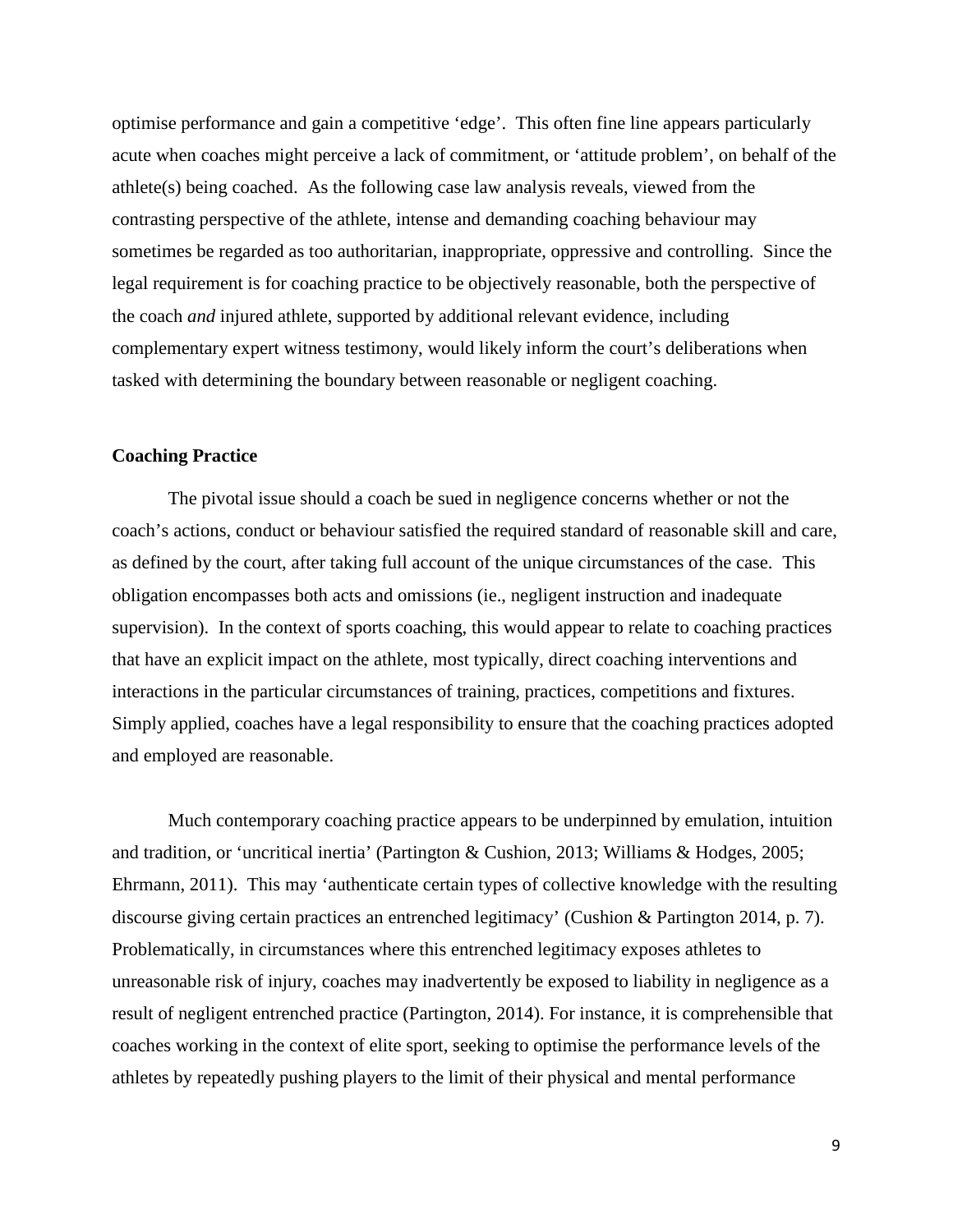optimise performance and gain a competitive 'edge'. This often fine line appears particularly acute when coaches might perceive a lack of commitment, or 'attitude problem', on behalf of the athlete(s) being coached. As the following case law analysis reveals, viewed from the contrasting perspective of the athlete, intense and demanding coaching behaviour may sometimes be regarded as too authoritarian, inappropriate, oppressive and controlling. Since the legal requirement is for coaching practice to be objectively reasonable, both the perspective of the coach *and* injured athlete, supported by additional relevant evidence, including complementary expert witness testimony, would likely inform the court's deliberations when tasked with determining the boundary between reasonable or negligent coaching.

## Coaching Practice

The pivotal issue should a coach be sued in negligence concerns whether or not the coach's actions, conduct or behaviour satisfied the required standard of reasonable skill and care, as defined by the court, after taking full account of the unique circumstances of the case. This obligation encompasses both acts and omissions (ie., negligent instruction and inadequate supervision). In the context of sports coaching, this would appear to relate to coaching practices that have an explicit impact on the athlete, most typically, direct coaching interventions and interactions in the particular circumstances of training, practices, competitions and fixtures. Simply applied, coaches have a legal responsibility to ensure that the coaching practices adopted and employed are reasonable.

Much contemporary coaching practice appears to be underpinned by emulation, intuition and tradition, or 'uncritical inertia' (Partington & Cushion, 2013; Williams & Hodges, 2005; Ehrmann, 2011). This may 'authenticate certain types of collective knowledge with the resulting discourse giving certain practices an entrenched legitimacy' (Cushion & Partington 2014, p. 7). Problematically, in circumstances where this entrenched legitimacy exposes athletes to unreasonable risk of injury, coaches may inadvertently be exposed to liability in negligence as a result of negligent entrenched practice (Partington, 2014). For instance, it is comprehensible that coaches working in the context of elite sport, seeking to optimise the performance levels of the athletes by repeatedly pushing players to the limit of their physical and mental performance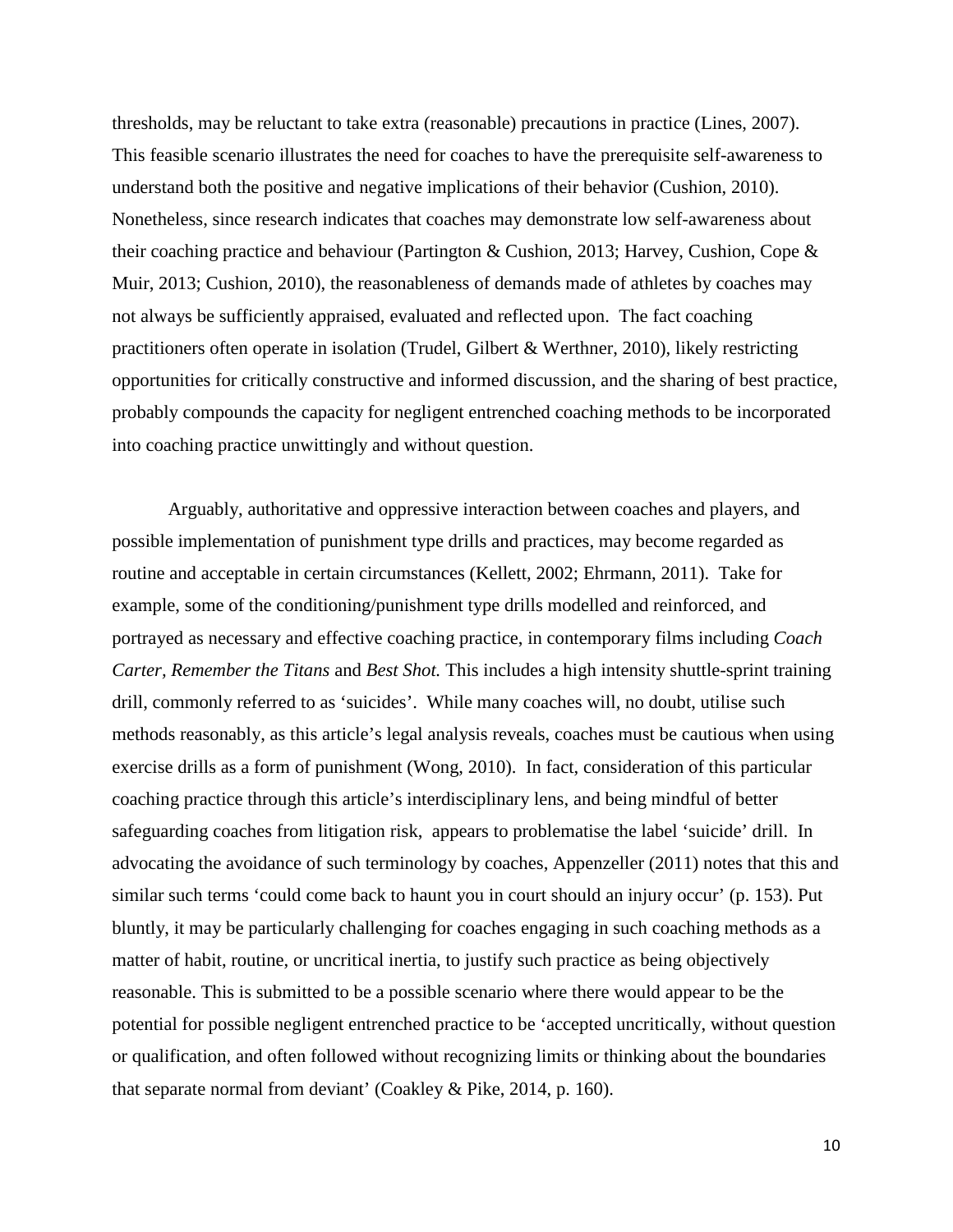thresholds, may be reluctant to take extra (reasonable) precautions in practice (Lines, 2007). This feasible scenario illustrates the need for coaches to have the prerequisite self-awareness to understand both the positive and negative implications of their behavior (Cushion, 2010). Nonetheless, since research indicates that coaches may demonstrate low self-awareness about their coaching practice and behaviour (Partington & Cushion, 2013; Harvey, Cushion, Cope & Muir, 2013; Cushion, 2010), the reasonableness of demands made of athletes by coaches may not always be sufficiently appraised, evaluated and reflected upon. The fact coaching practitioners often operate in isolation (Trudel, Gilbert & Werthner, 2010), likely restricting opportunities for critically constructive and informed discussion, and the sharing of best practice, probably compounds the capacity for negligent entrenched coaching methods to be incorporated into coaching practice unwittingly and without question.

Arguably, authoritative and oppressive interaction between coaches and players, and possible implementation of punishment type drills and practices, may become regarded as routine and acceptable in certain circumstances (Kellett, 2002; Ehrmann, 2011). Take for example, some of the conditioning/punishment type drills modelled and reinforced, and portrayed as necessary and effective coaching practice, in contemporary films including *Coach Carter, Remember the Titans* and *Best Shot.* This includes a high intensity shuttle-sprint training drill, commonly referred to as 'suicides'. While many coaches will, no doubt, utilise such methods reasonably, as this article's legal analysis reveals, coaches must be cautious when using exercise drills as a form of punishment (Wong, 2010). In fact, consideration of this particular coaching practice through this article's interdisciplinary lens, and being mindful of better safeguarding coaches from litigation risk, appears to problematise the label 'suicide' drill. In advocating the avoidance of such terminology by coaches, Appenzeller (2011) notes that this and similar such terms 'could come back to haunt you in court should an injury occur' (p. 153). Put bluntly, it may be particularly challenging for coaches engaging in such coaching methods as a matter of habit, routine, or uncritical inertia, to justify such practice as being objectively reasonable. This is submitted to be a possible scenario where there would appear to be the potential for possible negligent entrenched practice to be 'accepted uncritically, without question or qualification, and often followed without recognizing limits or thinking about the boundaries that separate normal from deviant' (Coakley & Pike, 2014, p. 160).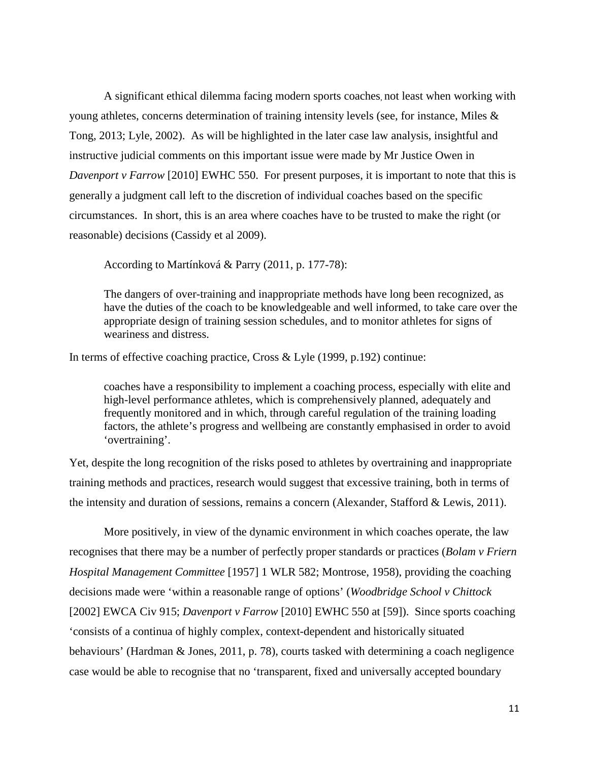A significant ethical dilemma facing modern sports coaches, not least when working with young athletes, concerns determination of training intensity levels (see, for instance, Miles & Tong, 2013; Lyle, 2002). As will be highlighted in the later case law analysis, insightful and instructive judicial comments on this important issue were made by Mr Justice Owen in *Davenport v Farrow* [2010] EWHC 550. For present purposes, it is important to note that this is generally a judgment call left to the discretion of individual coaches based on the specific circumstances. In short, this is an area where coaches have to be trusted to make the right (or reasonable) decisions (Cassidy et al 2009).

According to Martínková & Parry (2011, p. 177-78):

> The dangers of over-training and inappropriate methods have long been recognized, as have the duties of the coach to be knowledgeable and well informed, to take care over the appropriate design of training session schedules, and to monitor athletes for signs of weariness and distress.

In terms of effective coaching practice, Cross & Lyle (1999, p.192) continue:

> coaches have a responsibility to implement a coaching process, especially with elite and high-level performance athletes, which is comprehensively planned, adequately and frequently monitored and in which, through careful regulation of the training loading factors, the athlete's progress and wellbeing are constantly emphasised in order to avoid 'overtraining'.

Yet, despite the long recognition of the risks posed to athletes by overtraining and inappropriate training methods and practices, research would suggest that excessive training, both in terms of the intensity and duration of sessions, remains a concern (Alexander, Stafford & Lewis, 2011).

More positively, in view of the dynamic environment in which coaches operate, the law recognises that there may be a number of perfectly proper standards or practices (*Bolam v Friern Hospital Management Committee* [1957] 1 WLR 582; Montrose, 1958), providing the coaching decisions made were 'within a reasonable range of options' (*Woodbridge School v Chittock* [2002] EWCA Civ 915; *Davenport v Farrow* [2010] EWHC 550 at [59]). Since sports coaching 'consists of a continua of highly complex, context-dependent and historically situated behaviours' (Hardman & Jones, 2011, p. 78), courts tasked with determining a coach negligence case would be able to recognise that no 'transparent, fixed and universally accepted boundary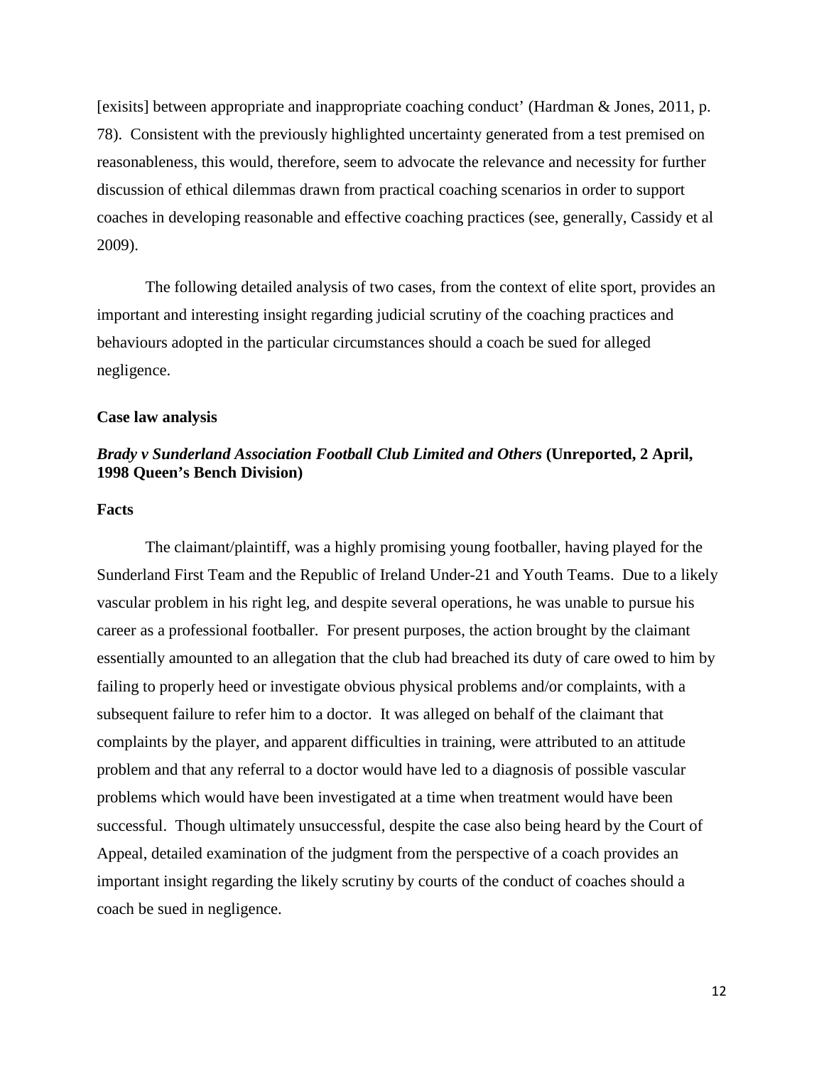[exisits] between appropriate and inappropriate coaching conduct' (Hardman & Jones, 2011, p. 78). Consistent with the previously highlighted uncertainty generated from a test premised on reasonableness, this would, therefore, seem to advocate the relevance and necessity for further discussion of ethical dilemmas drawn from practical coaching scenarios in order to support coaches in developing reasonable and effective coaching practices (see, generally, Cassidy et al 2009).

The following detailed analysis of two cases, from the context of elite sport, provides an important and interesting insight regarding judicial scrutiny of the coaching practices and behaviours adopted in the particular circumstances should a coach be sued for alleged negligence.

**Case law analysis**

***Brady v Sunderland Association Football Club Limited and Others* (Unreported, 2 April, 1998 Queen's Bench Division)**

**Facts**

The claimant/plaintiff, was a highly promising young footballer, having played for the Sunderland First Team and the Republic of Ireland Under-21 and Youth Teams. Due to a likely vascular problem in his right leg, and despite several operations, he was unable to pursue his career as a professional footballer. For present purposes, the action brought by the claimant essentially amounted to an allegation that the club had breached its duty of care owed to him by failing to properly heed or investigate obvious physical problems and/or complaints, with a subsequent failure to refer him to a doctor. It was alleged on behalf of the claimant that complaints by the player, and apparent difficulties in training, were attributed to an attitude problem and that any referral to a doctor would have led to a diagnosis of possible vascular problems which would have been investigated at a time when treatment would have been successful. Though ultimately unsuccessful, despite the case also being heard by the Court of Appeal, detailed examination of the judgment from the perspective of a coach provides an important insight regarding the likely scrutiny by courts of the conduct of coaches should a coach be sued in negligence.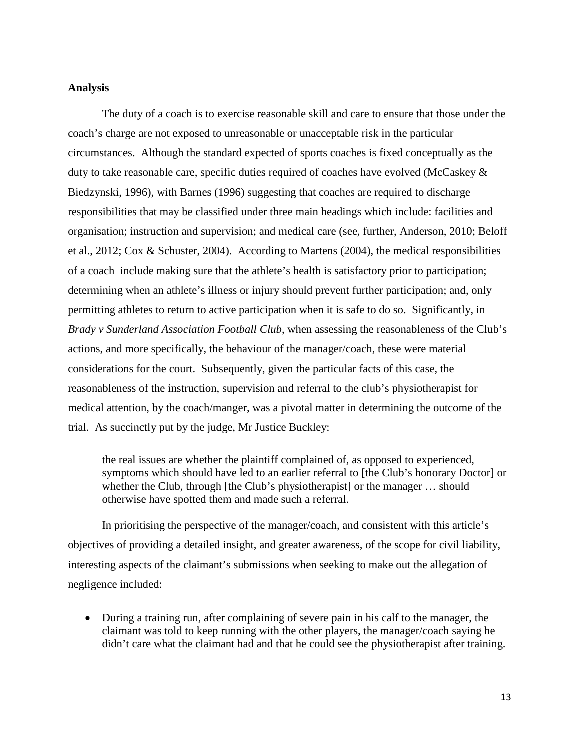**Analysis**

The duty of a coach is to exercise reasonable skill and care to ensure that those under the coach's charge are not exposed to unreasonable or unacceptable risk in the particular circumstances. Although the standard expected of sports coaches is fixed conceptually as the duty to take reasonable care, specific duties required of coaches have evolved (McCaskey & Biedzynski, 1996), with Barnes (1996) suggesting that coaches are required to discharge responsibilities that may be classified under three main headings which include: facilities and organisation; instruction and supervision; and medical care (see, further, Anderson, 2010; Beloff et al., 2012; Cox & Schuster, 2004). According to Martens (2004), the medical responsibilities of a coach include making sure that the athlete's health is satisfactory prior to participation; determining when an athlete's illness or injury should prevent further participation; and, only permitting athletes to return to active participation when it is safe to do so. Significantly, in *Brady v Sunderland Association Football Club*, when assessing the reasonableness of the Club's actions, and more specifically, the behaviour of the manager/coach, these were material considerations for the court. Subsequently, given the particular facts of this case, the reasonableness of the instruction, supervision and referral to the club's physiotherapist for medical attention, by the coach/manger, was a pivotal matter in determining the outcome of the trial. As succinctly put by the judge, Mr Justice Buckley:

> the real issues are whether the plaintiff complained of, as opposed to experienced, symptoms which should have led to an earlier referral to [the Club's honorary Doctor] or whether the Club, through [the Club's physiotherapist] or the manager … should otherwise have spotted them and made such a referral.

In prioritising the perspective of the manager/coach, and consistent with this article's objectives of providing a detailed insight, and greater awareness, of the scope for civil liability, interesting aspects of the claimant's submissions when seeking to make out the allegation of negligence included:

- During a training run, after complaining of severe pain in his calf to the manager, the claimant was told to keep running with the other players, the manager/coach saying he didn't care what the claimant had and that he could see the physiotherapist after training.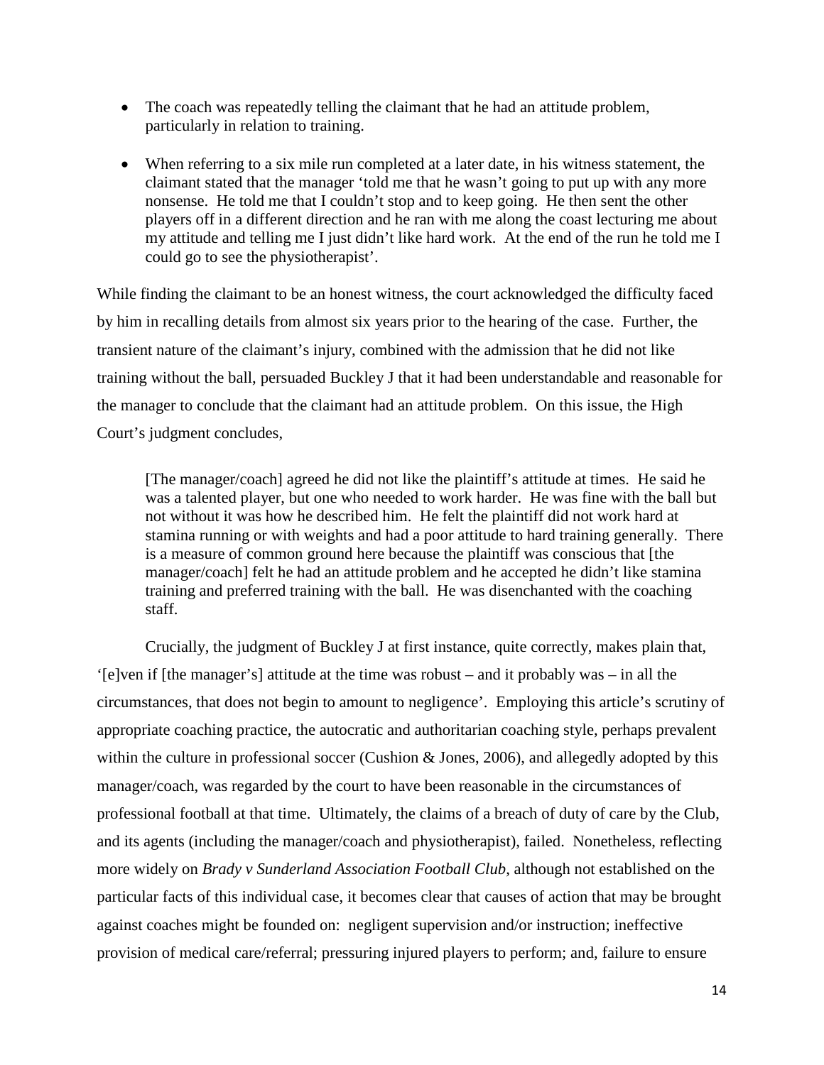- The coach was repeatedly telling the claimant that he had an attitude problem, particularly in relation to training.
- When referring to a six mile run completed at a later date, in his witness statement, the claimant stated that the manager 'told me that he wasn't going to put up with any more nonsense. He told me that I couldn't stop and to keep going. He then sent the other players off in a different direction and he ran with me along the coast lecturing me about my attitude and telling me I just didn't like hard work. At the end of the run he told me I could go to see the physiotherapist'.

While finding the claimant to be an honest witness, the court acknowledged the difficulty faced by him in recalling details from almost six years prior to the hearing of the case. Further, the transient nature of the claimant's injury, combined with the admission that he did not like training without the ball, persuaded Buckley J that it had been understandable and reasonable for the manager to conclude that the claimant had an attitude problem. On this issue, the High Court's judgment concludes,

> [The manager/coach] agreed he did not like the plaintiff's attitude at times. He said he was a talented player, but one who needed to work harder. He was fine with the ball but not without it was how he described him. He felt the plaintiff did not work hard at stamina running or with weights and had a poor attitude to hard training generally. There is a measure of common ground here because the plaintiff was conscious that [the manager/coach] felt he had an attitude problem and he accepted he didn't like stamina training and preferred training with the ball. He was disenchanted with the coaching staff.

Crucially, the judgment of Buckley J at first instance, quite correctly, makes plain that, '[e]ven if [the manager's] attitude at the time was robust – and it probably was – in all the circumstances, that does not begin to amount to negligence'. Employing this article's scrutiny of appropriate coaching practice, the autocratic and authoritarian coaching style, perhaps prevalent within the culture in professional soccer (Cushion & Jones, 2006), and allegedly adopted by this manager/coach, was regarded by the court to have been reasonable in the circumstances of professional football at that time. Ultimately, the claims of a breach of duty of care by the Club, and its agents (including the manager/coach and physiotherapist), failed. Nonetheless, reflecting more widely on *Brady v Sunderland Association Football Club*, although not established on the particular facts of this individual case, it becomes clear that causes of action that may be brought against coaches might be founded on: negligent supervision and/or instruction; ineffective provision of medical care/referral; pressuring injured players to perform; and, failure to ensure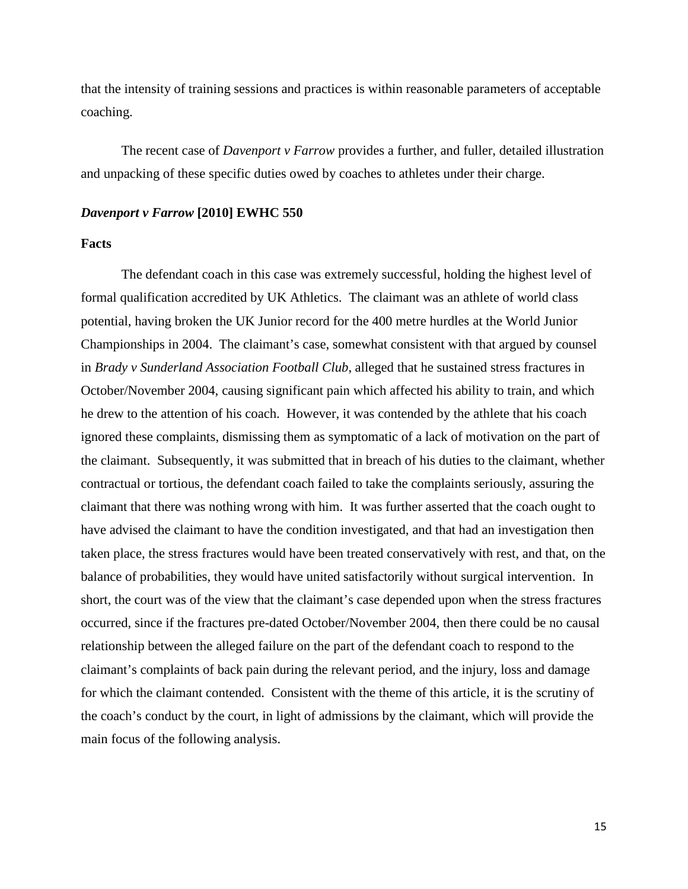that the intensity of training sessions and practices is within reasonable parameters of acceptable coaching.

The recent case of *Davenport v Farrow* provides a further, and fuller, detailed illustration and unpacking of these specific duties owed by coaches to athletes under their charge.

### *Davenport v Farrow* [2010] EWHC 550

#### Facts

The defendant coach in this case was extremely successful, holding the highest level of formal qualification accredited by UK Athletics. The claimant was an athlete of world class potential, having broken the UK Junior record for the 400 metre hurdles at the World Junior Championships in 2004. The claimant's case, somewhat consistent with that argued by counsel in *Brady v Sunderland Association Football Club*, alleged that he sustained stress fractures in October/November 2004, causing significant pain which affected his ability to train, and which he drew to the attention of his coach. However, it was contended by the athlete that his coach ignored these complaints, dismissing them as symptomatic of a lack of motivation on the part of the claimant. Subsequently, it was submitted that in breach of his duties to the claimant, whether contractual or tortious, the defendant coach failed to take the complaints seriously, assuring the claimant that there was nothing wrong with him. It was further asserted that the coach ought to have advised the claimant to have the condition investigated, and that had an investigation then taken place, the stress fractures would have been treated conservatively with rest, and that, on the balance of probabilities, they would have united satisfactorily without surgical intervention. In short, the court was of the view that the claimant's case depended upon when the stress fractures occurred, since if the fractures pre-dated October/November 2004, then there could be no causal relationship between the alleged failure on the part of the defendant coach to respond to the claimant's complaints of back pain during the relevant period, and the injury, loss and damage for which the claimant contended. Consistent with the theme of this article, it is the scrutiny of the coach's conduct by the court, in light of admissions by the claimant, which will provide the main focus of the following analysis.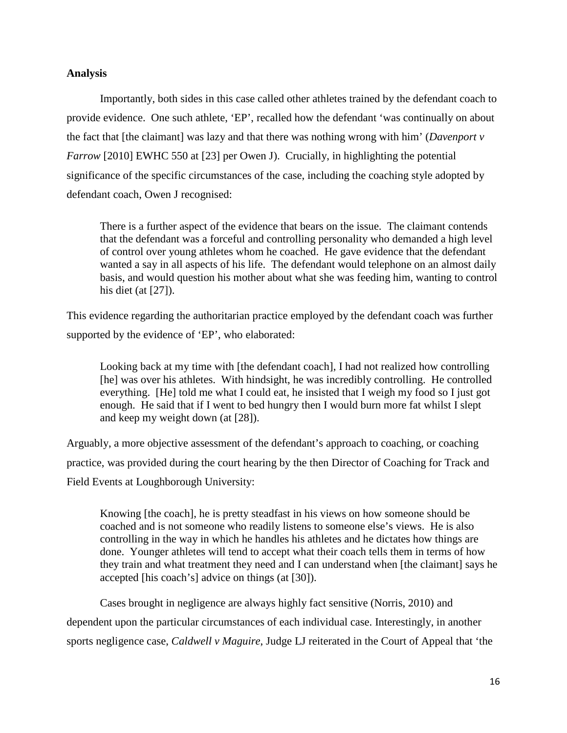**Analysis**

Importantly, both sides in this case called other athletes trained by the defendant coach to provide evidence. One such athlete, 'EP', recalled how the defendant 'was continually on about the fact that [the claimant] was lazy and that there was nothing wrong with him' (*Davenport v Farrow* [2010] EWHC 550 at [23] per Owen J). Crucially, in highlighting the potential significance of the specific circumstances of the case, including the coaching style adopted by defendant coach, Owen J recognised:

> There is a further aspect of the evidence that bears on the issue. The claimant contends that the defendant was a forceful and controlling personality who demanded a high level of control over young athletes whom he coached. He gave evidence that the defendant wanted a say in all aspects of his life. The defendant would telephone on an almost daily basis, and would question his mother about what she was feeding him, wanting to control his diet (at [27]).

This evidence regarding the authoritarian practice employed by the defendant coach was further supported by the evidence of 'EP', who elaborated:

> Looking back at my time with [the defendant coach], I had not realized how controlling [he] was over his athletes. With hindsight, he was incredibly controlling. He controlled everything. [He] told me what I could eat, he insisted that I weigh my food so I just got enough. He said that if I went to bed hungry then I would burn more fat whilst I slept and keep my weight down (at [28]).

Arguably, a more objective assessment of the defendant's approach to coaching, or coaching practice, was provided during the court hearing by the then Director of Coaching for Track and Field Events at Loughborough University:

> Knowing [the coach], he is pretty steadfast in his views on how someone should be coached and is not someone who readily listens to someone else's views. He is also controlling in the way in which he handles his athletes and he dictates how things are done. Younger athletes will tend to accept what their coach tells them in terms of how they train and what treatment they need and I can understand when [the claimant] says he accepted [his coach's] advice on things (at [30]).

Cases brought in negligence are always highly fact sensitive (Norris, 2010) and dependent upon the particular circumstances of each individual case. Interestingly, in another sports negligence case, *Caldwell v Maguire*, Judge LJ reiterated in the Court of Appeal that 'the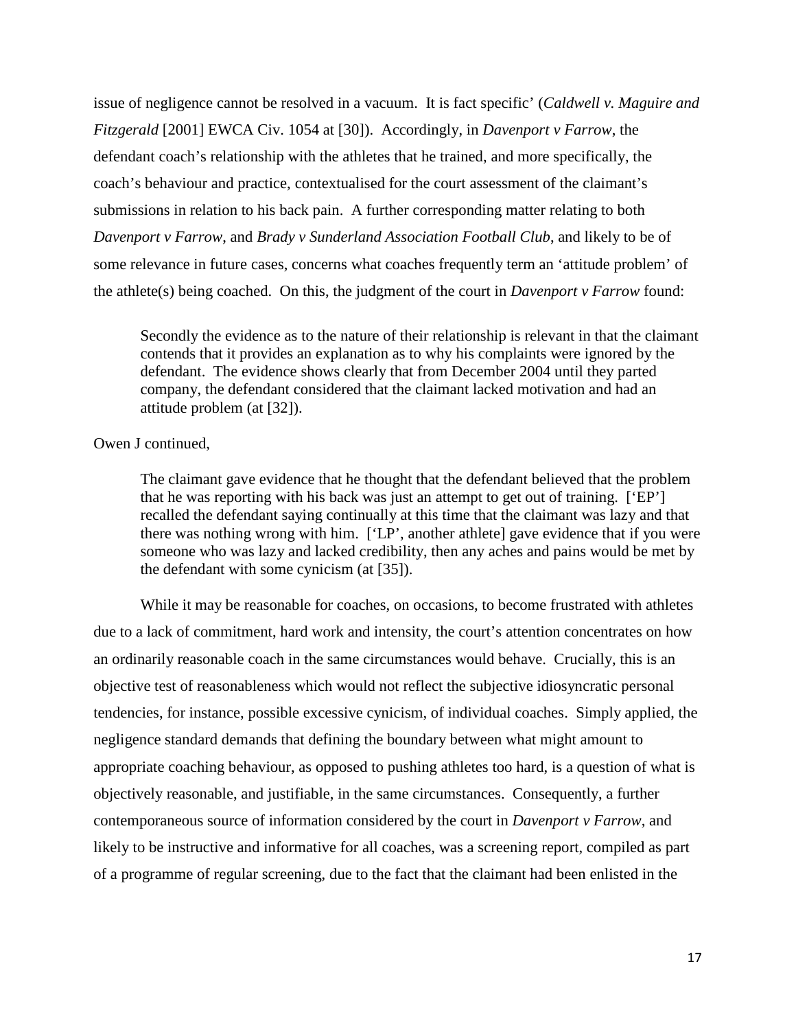issue of negligence cannot be resolved in a vacuum. It is fact specific' (*Caldwell v. Maguire and Fitzgerald* [2001] EWCA Civ. 1054 at [30]). Accordingly, in *Davenport v Farrow*, the defendant coach's relationship with the athletes that he trained, and more specifically, the coach's behaviour and practice, contextualised for the court assessment of the claimant's submissions in relation to his back pain. A further corresponding matter relating to both *Davenport v Farrow*, and *Brady v Sunderland Association Football Club*, and likely to be of some relevance in future cases, concerns what coaches frequently term an 'attitude problem' of the athlete(s) being coached. On this, the judgment of the court in *Davenport v Farrow* found:

> Secondly the evidence as to the nature of their relationship is relevant in that the claimant contends that it provides an explanation as to why his complaints were ignored by the defendant. The evidence shows clearly that from December 2004 until they parted company, the defendant considered that the claimant lacked motivation and had an attitude problem (at [32]).

Owen J continued,

> The claimant gave evidence that he thought that the defendant believed that the problem that he was reporting with his back was just an attempt to get out of training. ['EP'] recalled the defendant saying continually at this time that the claimant was lazy and that there was nothing wrong with him. ['LP', another athlete] gave evidence that if you were someone who was lazy and lacked credibility, then any aches and pains would be met by the defendant with some cynicism (at [35]).

While it may be reasonable for coaches, on occasions, to become frustrated with athletes due to a lack of commitment, hard work and intensity, the court's attention concentrates on how an ordinarily reasonable coach in the same circumstances would behave. Crucially, this is an objective test of reasonableness which would not reflect the subjective idiosyncratic personal tendencies, for instance, possible excessive cynicism, of individual coaches. Simply applied, the negligence standard demands that defining the boundary between what might amount to appropriate coaching behaviour, as opposed to pushing athletes too hard, is a question of what is objectively reasonable, and justifiable, in the same circumstances. Consequently, a further contemporaneous source of information considered by the court in *Davenport v Farrow*, and likely to be instructive and informative for all coaches, was a screening report, compiled as part of a programme of regular screening, due to the fact that the claimant had been enlisted in the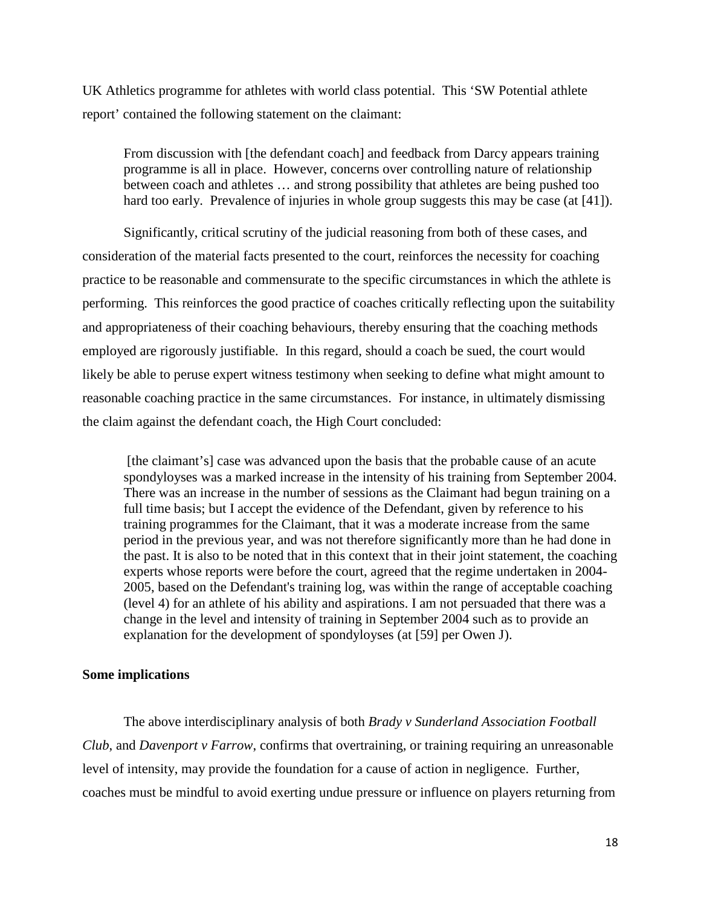UK Athletics programme for athletes with world class potential. This 'SW Potential athlete report' contained the following statement on the claimant:

> From discussion with [the defendant coach] and feedback from Darcy appears training programme is all in place. However, concerns over controlling nature of relationship between coach and athletes … and strong possibility that athletes are being pushed too hard too early. Prevalence of injuries in whole group suggests this may be case (at [41]).

Significantly, critical scrutiny of the judicial reasoning from both of these cases, and consideration of the material facts presented to the court, reinforces the necessity for coaching practice to be reasonable and commensurate to the specific circumstances in which the athlete is performing. This reinforces the good practice of coaches critically reflecting upon the suitability and appropriateness of their coaching behaviours, thereby ensuring that the coaching methods employed are rigorously justifiable. In this regard, should a coach be sued, the court would likely be able to peruse expert witness testimony when seeking to define what might amount to reasonable coaching practice in the same circumstances. For instance, in ultimately dismissing the claim against the defendant coach, the High Court concluded:

> [the claimant's] case was advanced upon the basis that the probable cause of an acute spondyloyses was a marked increase in the intensity of his training from September 2004. There was an increase in the number of sessions as the Claimant had begun training on a full time basis; but I accept the evidence of the Defendant, given by reference to his training programmes for the Claimant, that it was a moderate increase from the same period in the previous year, and was not therefore significantly more than he had done in the past. It is also to be noted that in this context that in their joint statement, the coaching experts whose reports were before the court, agreed that the regime undertaken in 2004-2005, based on the Defendant's training log, was within the range of acceptable coaching (level 4) for an athlete of his ability and aspirations. I am not persuaded that there was a change in the level and intensity of training in September 2004 such as to provide an explanation for the development of spondyloyses (at [59] per Owen J).

**Some implications**

The above interdisciplinary analysis of both *Brady v Sunderland Association Football Club*, and *Davenport v Farrow*, confirms that overtraining, or training requiring an unreasonable level of intensity, may provide the foundation for a cause of action in negligence. Further, coaches must be mindful to avoid exerting undue pressure or influence on players returning from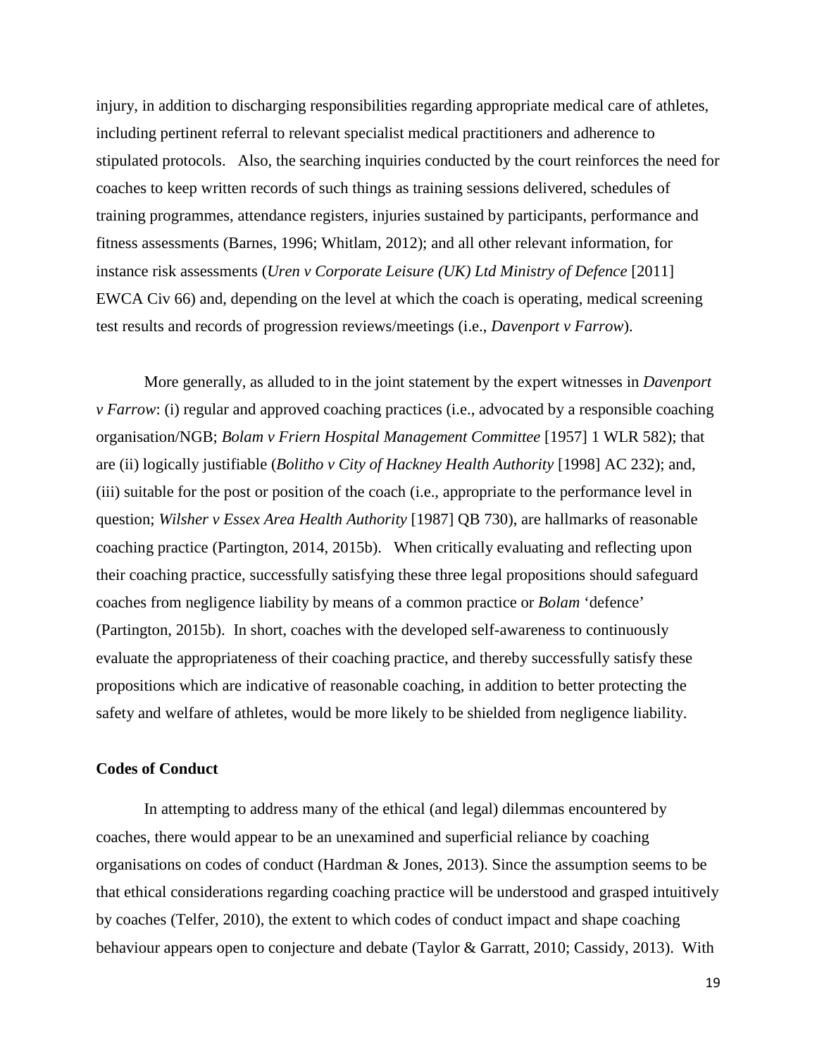injury, in addition to discharging responsibilities regarding appropriate medical care of athletes, including pertinent referral to relevant specialist medical practitioners and adherence to stipulated protocols. Also, the searching inquiries conducted by the court reinforces the need for coaches to keep written records of such things as training sessions delivered, schedules of training programmes, attendance registers, injuries sustained by participants, performance and fitness assessments (Barnes, 1996; Whitlam, 2012); and all other relevant information, for instance risk assessments (*Uren v Corporate Leisure (UK) Ltd Ministry of Defence* [2011] EWCA Civ 66) and, depending on the level at which the coach is operating, medical screening test results and records of progression reviews/meetings (i.e., *Davenport v Farrow*).

More generally, as alluded to in the joint statement by the expert witnesses in *Davenport v Farrow*: (i) regular and approved coaching practices (i.e., advocated by a responsible coaching organisation/NGB; *Bolam v Friern Hospital Management Committee* [1957] 1 WLR 582); that are (ii) logically justifiable (*Bolitho v City of Hackney Health Authority* [1998] AC 232); and, (iii) suitable for the post or position of the coach (i.e., appropriate to the performance level in question; *Wilsher v Essex Area Health Authority* [1987] QB 730), are hallmarks of reasonable coaching practice (Partington, 2014, 2015b). When critically evaluating and reflecting upon their coaching practice, successfully satisfying these three legal propositions should safeguard coaches from negligence liability by means of a common practice or *Bolam* 'defence' (Partington, 2015b). In short, coaches with the developed self-awareness to continuously evaluate the appropriateness of their coaching practice, and thereby successfully satisfy these propositions which are indicative of reasonable coaching, in addition to better protecting the safety and welfare of athletes, would be more likely to be shielded from negligence liability.

## Codes of Conduct

In attempting to address many of the ethical (and legal) dilemmas encountered by coaches, there would appear to be an unexamined and superficial reliance by coaching organisations on codes of conduct (Hardman & Jones, 2013). Since the assumption seems to be that ethical considerations regarding coaching practice will be understood and grasped intuitively by coaches (Telfer, 2010), the extent to which codes of conduct impact and shape coaching behaviour appears open to conjecture and debate (Taylor & Garratt, 2010; Cassidy, 2013). With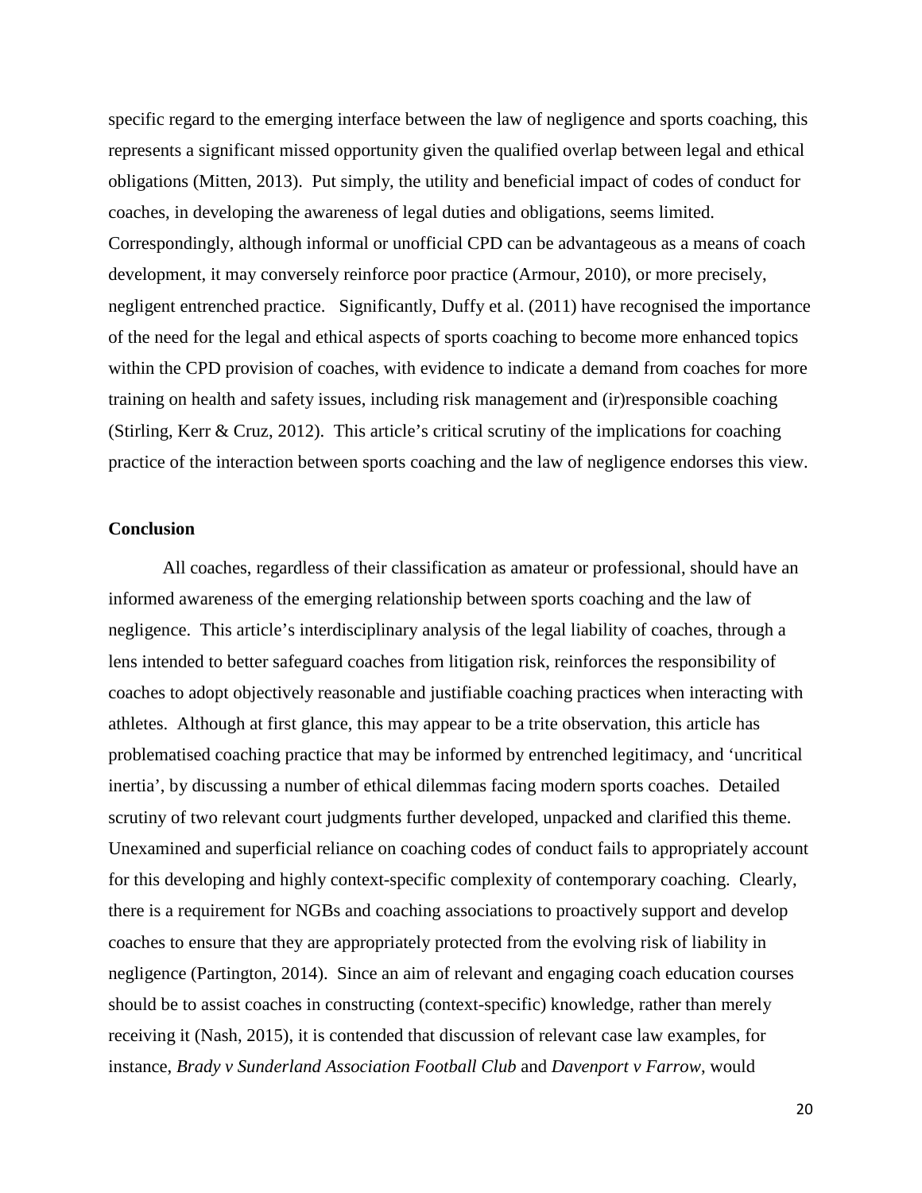specific regard to the emerging interface between the law of negligence and sports coaching, this represents a significant missed opportunity given the qualified overlap between legal and ethical obligations (Mitten, 2013). Put simply, the utility and beneficial impact of codes of conduct for coaches, in developing the awareness of legal duties and obligations, seems limited. Correspondingly, although informal or unofficial CPD can be advantageous as a means of coach development, it may conversely reinforce poor practice (Armour, 2010), or more precisely, negligent entrenched practice. Significantly, Duffy et al. (2011) have recognised the importance of the need for the legal and ethical aspects of sports coaching to become more enhanced topics within the CPD provision of coaches, with evidence to indicate a demand from coaches for more training on health and safety issues, including risk management and (ir)responsible coaching (Stirling, Kerr & Cruz, 2012). This article's critical scrutiny of the implications for coaching practice of the interaction between sports coaching and the law of negligence endorses this view.

## Conclusion

All coaches, regardless of their classification as amateur or professional, should have an informed awareness of the emerging relationship between sports coaching and the law of negligence. This article's interdisciplinary analysis of the legal liability of coaches, through a lens intended to better safeguard coaches from litigation risk, reinforces the responsibility of coaches to adopt objectively reasonable and justifiable coaching practices when interacting with athletes. Although at first glance, this may appear to be a trite observation, this article has problematised coaching practice that may be informed by entrenched legitimacy, and 'uncritical inertia', by discussing a number of ethical dilemmas facing modern sports coaches. Detailed scrutiny of two relevant court judgments further developed, unpacked and clarified this theme. Unexamined and superficial reliance on coaching codes of conduct fails to appropriately account for this developing and highly context-specific complexity of contemporary coaching. Clearly, there is a requirement for NGBs and coaching associations to proactively support and develop coaches to ensure that they are appropriately protected from the evolving risk of liability in negligence (Partington, 2014). Since an aim of relevant and engaging coach education courses should be to assist coaches in constructing (context-specific) knowledge, rather than merely receiving it (Nash, 2015), it is contended that discussion of relevant case law examples, for instance, *Brady v Sunderland Association Football Club* and *Davenport v Farrow*, would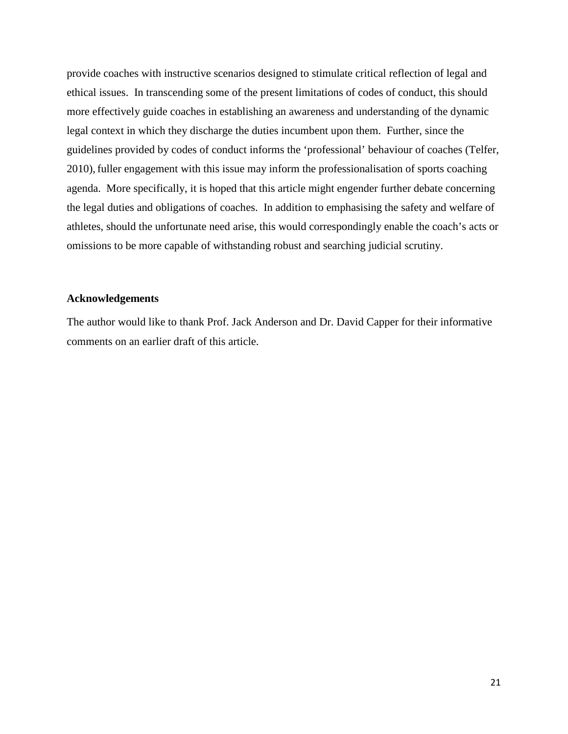provide coaches with instructive scenarios designed to stimulate critical reflection of legal and ethical issues. In transcending some of the present limitations of codes of conduct, this should more effectively guide coaches in establishing an awareness and understanding of the dynamic legal context in which they discharge the duties incumbent upon them. Further, since the guidelines provided by codes of conduct informs the 'professional' behaviour of coaches (Telfer, 2010), fuller engagement with this issue may inform the professionalisation of sports coaching agenda. More specifically, it is hoped that this article might engender further debate concerning the legal duties and obligations of coaches. In addition to emphasising the safety and welfare of athletes, should the unfortunate need arise, this would correspondingly enable the coach's acts or omissions to be more capable of withstanding robust and searching judicial scrutiny.

**Acknowledgements**

The author would like to thank Prof. Jack Anderson and Dr. David Capper for their informative comments on an earlier draft of this article.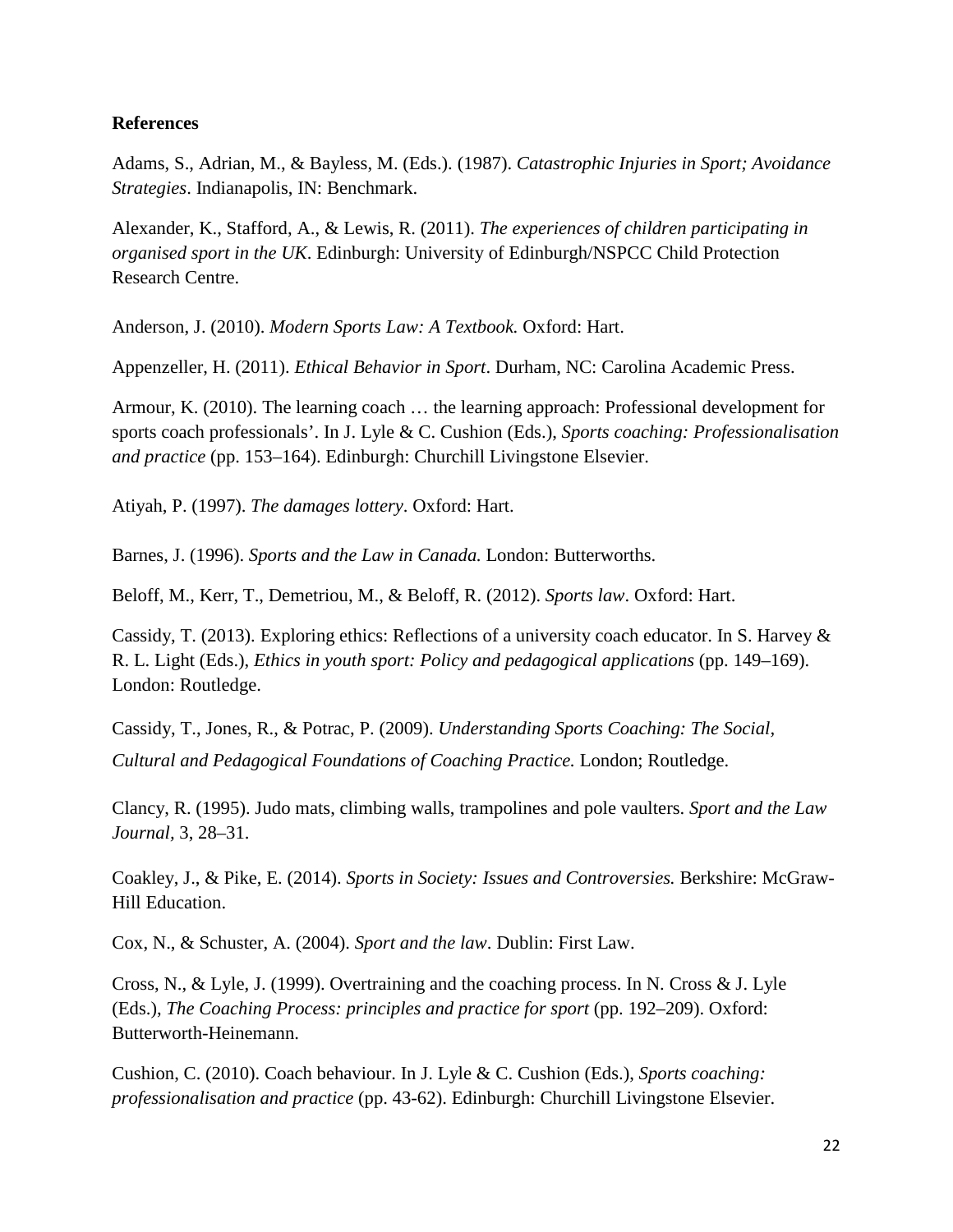**References**

Adams, S., Adrian, M., & Bayless, M. (Eds.). (1987). *Catastrophic Injuries in Sport; Avoidance Strategies*. Indianapolis, IN: Benchmark.

Alexander, K., Stafford, A., & Lewis, R. (2011). *The experiences of children participating in organised sport in the UK*. Edinburgh: University of Edinburgh/NSPCC Child Protection Research Centre.

Anderson, J. (2010). *Modern Sports Law: A Textbook.* Oxford: Hart.

Appenzeller, H. (2011). *Ethical Behavior in Sport*. Durham, NC: Carolina Academic Press.

Armour, K. (2010). The learning coach … the learning approach: Professional development for sports coach professionals'. In J. Lyle & C. Cushion (Eds.), *Sports coaching: Professionalisation and practice* (pp. 153–164). Edinburgh: Churchill Livingstone Elsevier.

Atiyah, P. (1997). *The damages lottery*. Oxford: Hart.

Barnes, J. (1996). *Sports and the Law in Canada.* London: Butterworths.

Beloff, M., Kerr, T., Demetriou, M., & Beloff, R. (2012). *Sports law*. Oxford: Hart.

Cassidy, T. (2013). Exploring ethics: Reflections of a university coach educator. In S. Harvey & R. L. Light (Eds.), *Ethics in youth sport: Policy and pedagogical applications* (pp. 149–169). London: Routledge.

Cassidy, T., Jones, R., & Potrac, P. (2009). *Understanding Sports Coaching: The Social, Cultural and Pedagogical Foundations of Coaching Practice.* London; Routledge.

Clancy, R. (1995). Judo mats, climbing walls, trampolines and pole vaulters. *Sport and the Law Journal*, 3, 28–31.

Coakley, J., & Pike, E. (2014). *Sports in Society: Issues and Controversies.* Berkshire: McGraw-Hill Education.

Cox, N., & Schuster, A. (2004). *Sport and the law*. Dublin: First Law.

Cross, N., & Lyle, J. (1999). Overtraining and the coaching process. In N. Cross & J. Lyle (Eds.), *The Coaching Process: principles and practice for sport* (pp. 192–209). Oxford: Butterworth-Heinemann.

Cushion, C. (2010). Coach behaviour. In J. Lyle & C. Cushion (Eds.), *Sports coaching: professionalisation and practice* (pp. 43-62). Edinburgh: Churchill Livingstone Elsevier.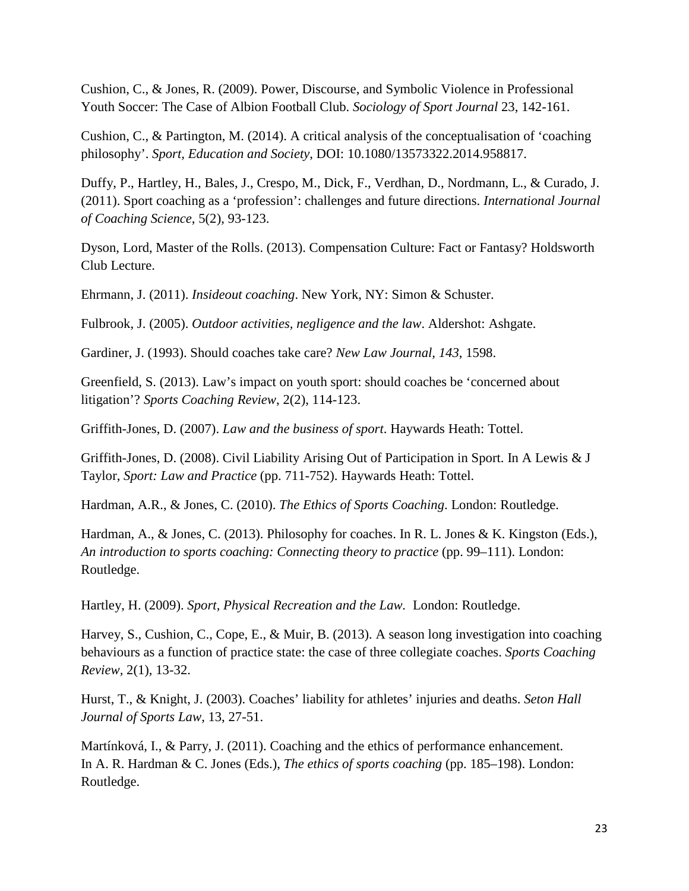Cushion, C., & Jones, R. (2009). Power, Discourse, and Symbolic Violence in Professional Youth Soccer: The Case of Albion Football Club. *Sociology of Sport Journal* 23, 142-161.

Cushion, C., & Partington, M. (2014). A critical analysis of the conceptualisation of 'coaching philosophy'. *Sport, Education and Society*, DOI: 10.1080/13573322.2014.958817.

Duffy, P., Hartley, H., Bales, J., Crespo, M., Dick, F., Verdhan, D., Nordmann, L., & Curado, J. (2011). Sport coaching as a 'profession': challenges and future directions. *International Journal of Coaching Science*, 5(2), 93-123.

Dyson, Lord, Master of the Rolls. (2013). Compensation Culture: Fact or Fantasy? Holdsworth Club Lecture.

Ehrmann, J. (2011). *Insideout coaching*. New York, NY: Simon & Schuster.

Fulbrook, J. (2005). *Outdoor activities, negligence and the law*. Aldershot: Ashgate.

Gardiner, J. (1993). Should coaches take care? *New Law Journal*, *143*, 1598.

Greenfield, S. (2013). Law's impact on youth sport: should coaches be 'concerned about litigation'? *Sports Coaching Review*, 2(2), 114-123.

Griffith-Jones, D. (2007). *Law and the business of sport*. Haywards Heath: Tottel.

Griffith-Jones, D. (2008). Civil Liability Arising Out of Participation in Sport. In A Lewis & J Taylor, *Sport: Law and Practice* (pp. 711-752). Haywards Heath: Tottel.

Hardman, A.R., & Jones, C. (2010). *The Ethics of Sports Coaching*. London: Routledge.

Hardman, A., & Jones, C. (2013). Philosophy for coaches. In R. L. Jones & K. Kingston (Eds.), *An introduction to sports coaching: Connecting theory to practice* (pp. 99–111). London: Routledge.

Hartley, H. (2009). *Sport, Physical Recreation and the Law*. London: Routledge.

Harvey, S., Cushion, C., Cope, E., & Muir, B. (2013). A season long investigation into coaching behaviours as a function of practice state: the case of three collegiate coaches. *Sports Coaching Review*, 2(1), 13-32.

Hurst, T., & Knight, J. (2003). Coaches' liability for athletes' injuries and deaths. *Seton Hall Journal of Sports Law*, 13, 27-51.

Martínková, I., & Parry, J. (2011). Coaching and the ethics of performance enhancement. In A. R. Hardman & C. Jones (Eds.), *The ethics of sports coaching* (pp. 185–198). London: Routledge.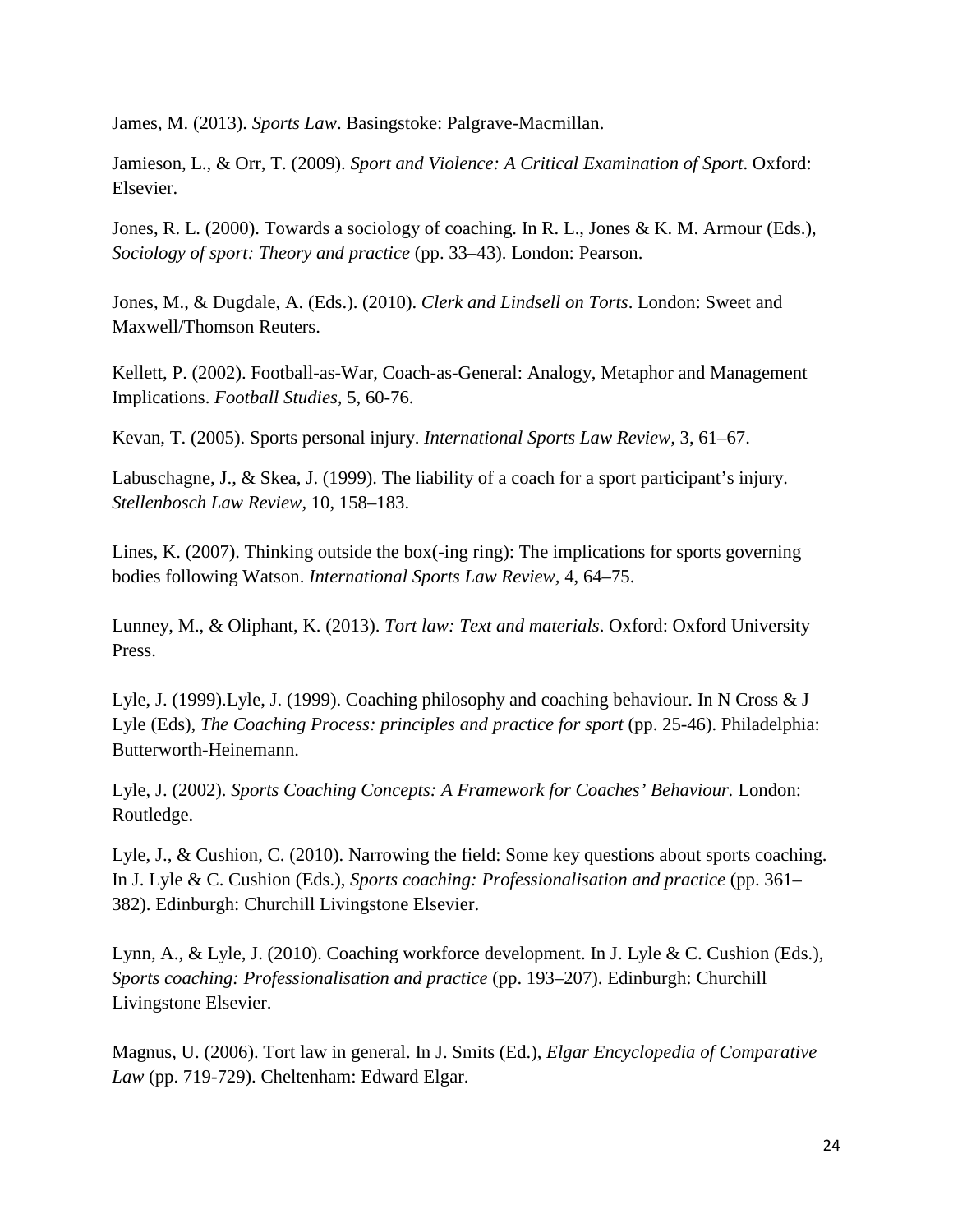James, M. (2013). *Sports Law*. Basingstoke: Palgrave-Macmillan.

Jamieson, L., & Orr, T. (2009). *Sport and Violence: A Critical Examination of Sport*. Oxford: Elsevier.

Jones, R. L. (2000). Towards a sociology of coaching. In R. L., Jones & K. M. Armour (Eds.), *Sociology of sport: Theory and practice* (pp. 33–43). London: Pearson.

Jones, M., & Dugdale, A. (Eds.). (2010). *Clerk and Lindsell on Torts*. London: Sweet and Maxwell/Thomson Reuters.

Kellett, P. (2002). Football-as-War, Coach-as-General: Analogy, Metaphor and Management Implications. *Football Studies,* 5, 60-76.

Kevan, T. (2005). Sports personal injury. *International Sports Law Review,* 3, 61–67.

Labuschagne, J., & Skea, J. (1999). The liability of a coach for a sport participant's injury. *Stellenbosch Law Review*, 10, 158–183.

Lines, K. (2007). Thinking outside the box(-ing ring): The implications for sports governing bodies following Watson. *International Sports Law Review*, 4, 64–75.

Lunney, M., & Oliphant, K. (2013). *Tort law: Text and materials*. Oxford: Oxford University Press.

Lyle, J. (1999).Lyle, J. (1999). Coaching philosophy and coaching behaviour. In N Cross & J Lyle (Eds), *The Coaching Process: principles and practice for sport* (pp. 25-46). Philadelphia: Butterworth-Heinemann.

Lyle, J. (2002). *Sports Coaching Concepts: A Framework for Coaches' Behaviour.* London: Routledge.

Lyle, J., & Cushion, C. (2010). Narrowing the field: Some key questions about sports coaching. In J. Lyle & C. Cushion (Eds.), *Sports coaching: Professionalisation and practice* (pp. 361–382). Edinburgh: Churchill Livingstone Elsevier.

Lynn, A., & Lyle, J. (2010). Coaching workforce development. In J. Lyle & C. Cushion (Eds.), *Sports coaching: Professionalisation and practice* (pp. 193–207). Edinburgh: Churchill Livingstone Elsevier.

Magnus, U. (2006). Tort law in general. In J. Smits (Ed.), *Elgar Encyclopedia of Comparative Law* (pp. 719-729). Cheltenham: Edward Elgar.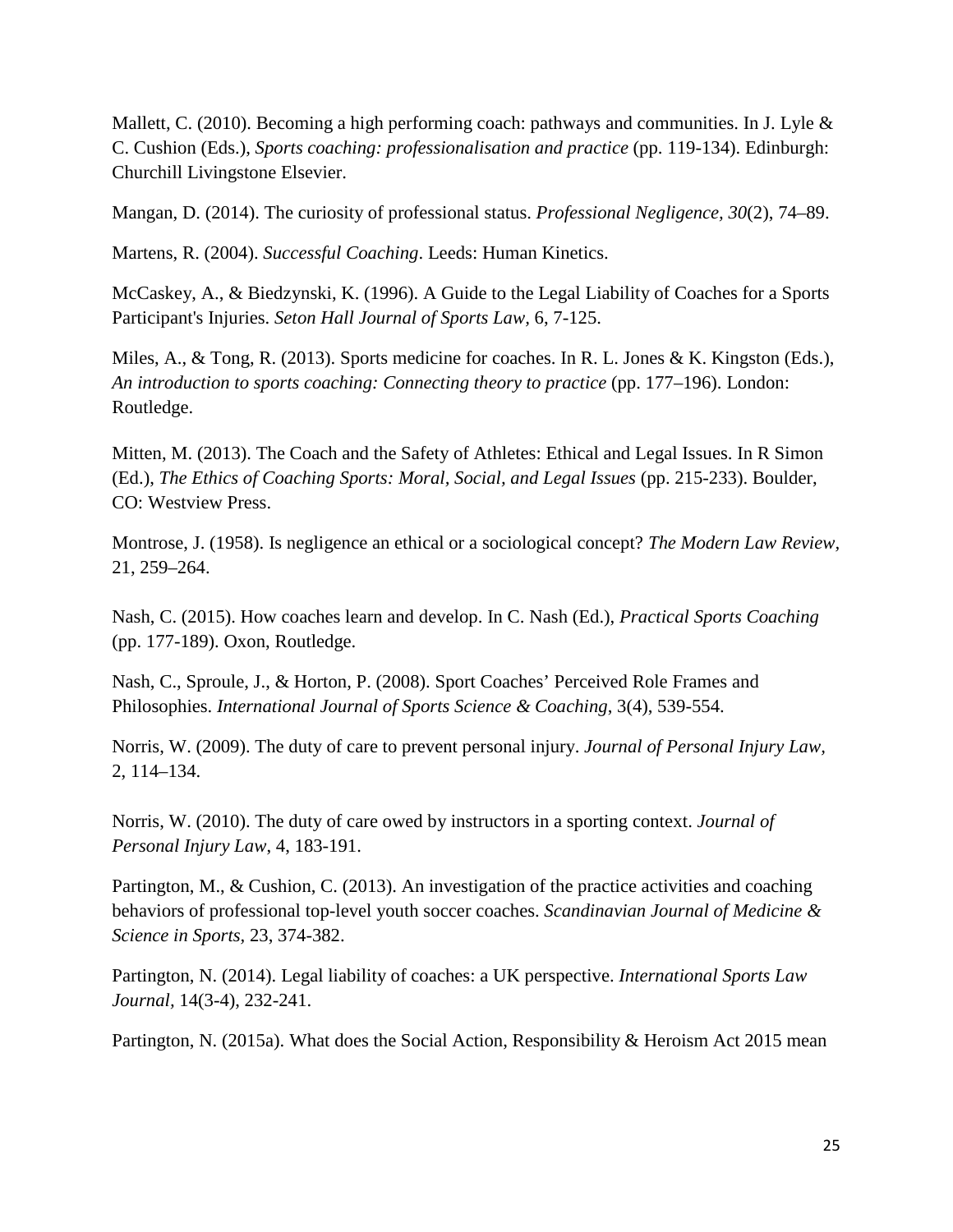Mallett, C. (2010). Becoming a high performing coach: pathways and communities. In J. Lyle & C. Cushion (Eds.), *Sports coaching: professionalisation and practice* (pp. 119-134). Edinburgh: Churchill Livingstone Elsevier.

Mangan, D. (2014). The curiosity of professional status. *Professional Negligence, 30*(2), 74–89.

Martens, R. (2004). *Successful Coaching*. Leeds: Human Kinetics.

McCaskey, A., & Biedzynski, K. (1996). A Guide to the Legal Liability of Coaches for a Sports Participant's Injuries. *Seton Hall Journal of Sports Law*, 6, 7-125.

Miles, A., & Tong, R. (2013). Sports medicine for coaches. In R. L. Jones & K. Kingston (Eds.), *An introduction to sports coaching: Connecting theory to practice* (pp. 177–196). London: Routledge.

Mitten, M. (2013). The Coach and the Safety of Athletes: Ethical and Legal Issues. In R Simon (Ed.), *The Ethics of Coaching Sports: Moral, Social, and Legal Issues* (pp. 215-233). Boulder, CO: Westview Press.

Montrose, J. (1958). Is negligence an ethical or a sociological concept? *The Modern Law Review*, 21, 259–264.

Nash, C. (2015). How coaches learn and develop. In C. Nash (Ed.), *Practical Sports Coaching* (pp. 177-189). Oxon, Routledge.

Nash, C., Sproule, J., & Horton, P. (2008). Sport Coaches' Perceived Role Frames and Philosophies. *International Journal of Sports Science & Coaching*, 3(4), 539-554.

Norris, W. (2009). The duty of care to prevent personal injury. *Journal of Personal Injury Law*, 2, 114–134.

Norris, W. (2010). The duty of care owed by instructors in a sporting context. *Journal of Personal Injury Law*, 4, 183-191.

Partington, M., & Cushion, C. (2013). An investigation of the practice activities and coaching behaviors of professional top-level youth soccer coaches. *Scandinavian Journal of Medicine & Science in Sports*, 23, 374-382.

Partington, N. (2014). Legal liability of coaches: a UK perspective. *International Sports Law Journal*, 14(3-4), 232-241.

Partington, N. (2015a). What does the Social Action, Responsibility & Heroism Act 2015 mean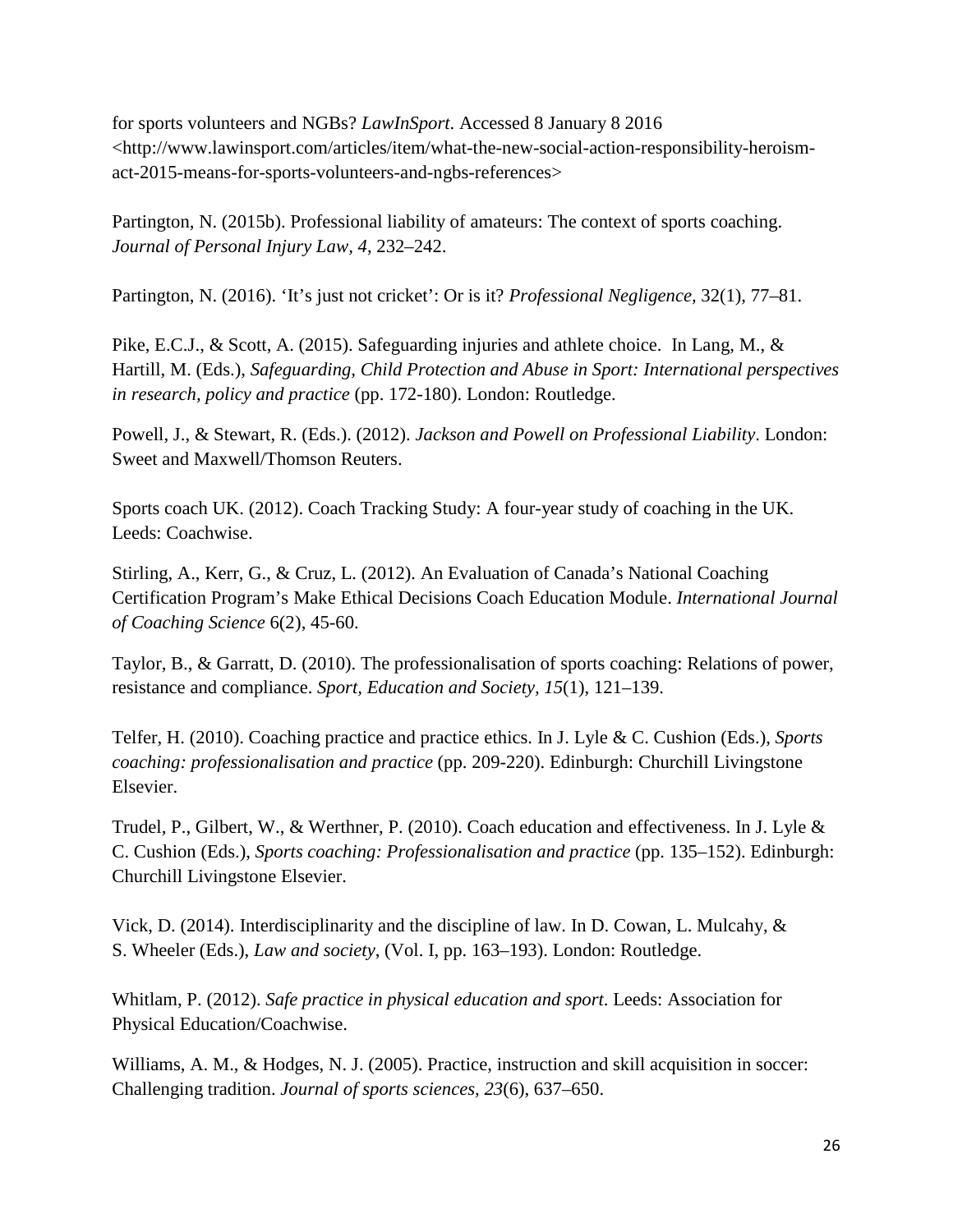for sports volunteers and NGBs? *LawInSport*. Accessed 8 January 8 2016 <http://www.lawinsport.com/articles/item/what-the-new-social-action-responsibility-heroism-act-2015-means-for-sports-volunteers-and-ngbs-references>

Partington, N. (2015b). Professional liability of amateurs: The context of sports coaching. *Journal of Personal Injury Law, 4*, 232–242.

Partington, N. (2016). 'It's just not cricket': Or is it? *Professional Negligence,* 32(1), 77–81.

Pike, E.C.J., & Scott, A. (2015). Safeguarding injuries and athlete choice. In Lang, M., & Hartill, M. (Eds.), *Safeguarding, Child Protection and Abuse in Sport: International perspectives in research, policy and practice* (pp. 172-180). London: Routledge.

Powell, J., & Stewart, R. (Eds.). (2012). *Jackson and Powell on Professional Liability*. London: Sweet and Maxwell/Thomson Reuters.

Sports coach UK. (2012). Coach Tracking Study: A four-year study of coaching in the UK. Leeds: Coachwise.

Stirling, A., Kerr, G., & Cruz, L. (2012). An Evaluation of Canada's National Coaching Certification Program's Make Ethical Decisions Coach Education Module. *International Journal of Coaching Science* 6(2), 45-60.

Taylor, B., & Garratt, D. (2010). The professionalisation of sports coaching: Relations of power, resistance and compliance. *Sport, Education and Society, 15*(1), 121–139.

Telfer, H. (2010). Coaching practice and practice ethics. In J. Lyle & C. Cushion (Eds.), *Sports coaching: professionalisation and practice* (pp. 209-220). Edinburgh: Churchill Livingstone Elsevier.

Trudel, P., Gilbert, W., & Werthner, P. (2010). Coach education and effectiveness. In J. Lyle & C. Cushion (Eds.), *Sports coaching: Professionalisation and practice* (pp. 135–152). Edinburgh: Churchill Livingstone Elsevier.

Vick, D. (2014). Interdisciplinarity and the discipline of law. In D. Cowan, L. Mulcahy, & S. Wheeler (Eds.), *Law and society*, (Vol. I, pp. 163–193). London: Routledge.

Whitlam, P. (2012). *Safe practice in physical education and sport*. Leeds: Association for Physical Education/Coachwise.

Williams, A. M., & Hodges, N. J. (2005). Practice, instruction and skill acquisition in soccer: Challenging tradition. *Journal of sports sciences, 23*(6), 637–650.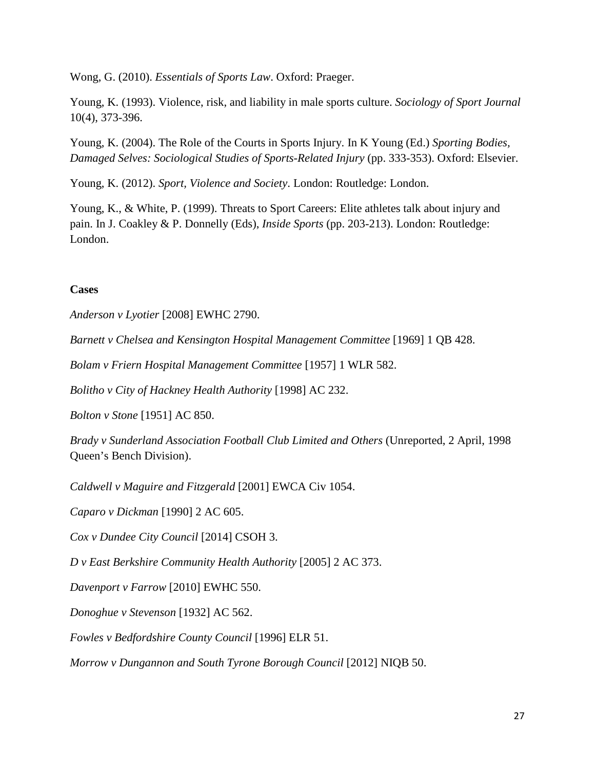Wong, G. (2010). *Essentials of Sports Law*. Oxford: Praeger.

Young, K. (1993). Violence, risk, and liability in male sports culture. *Sociology of Sport Journal* 10(4), 373-396.

Young, K. (2004). The Role of the Courts in Sports Injury. In K Young (Ed.) *Sporting Bodies, Damaged Selves: Sociological Studies of Sports-Related Injury* (pp. 333-353). Oxford: Elsevier.

Young, K. (2012). *Sport, Violence and Society*. London: Routledge: London.

Young, K., & White, P. (1999). Threats to Sport Careers: Elite athletes talk about injury and pain. In J. Coakley & P. Donnelly (Eds), *Inside Sports* (pp. 203-213). London: Routledge: London.

**Cases**

*Anderson v Lyotier* [2008] EWHC 2790.

*Barnett v Chelsea and Kensington Hospital Management Committee* [1969] 1 QB 428.

*Bolam v Friern Hospital Management Committee* [1957] 1 WLR 582.

*Bolitho v City of Hackney Health Authority* [1998] AC 232.

*Bolton v Stone* [1951] AC 850.

*Brady v Sunderland Association Football Club Limited and Others* (Unreported, 2 April, 1998 Queen's Bench Division).

*Caldwell v Maguire and Fitzgerald* [2001] EWCA Civ 1054.

*Caparo v Dickman* [1990] 2 AC 605.

*Cox v Dundee City Council* [2014] CSOH 3.

*D v East Berkshire Community Health Authority* [2005] 2 AC 373.

*Davenport v Farrow* [2010] EWHC 550.

*Donoghue v Stevenson* [1932] AC 562.

*Fowles v Bedfordshire County Council* [1996] ELR 51.

*Morrow v Dungannon and South Tyrone Borough Council* [2012] NIQB 50.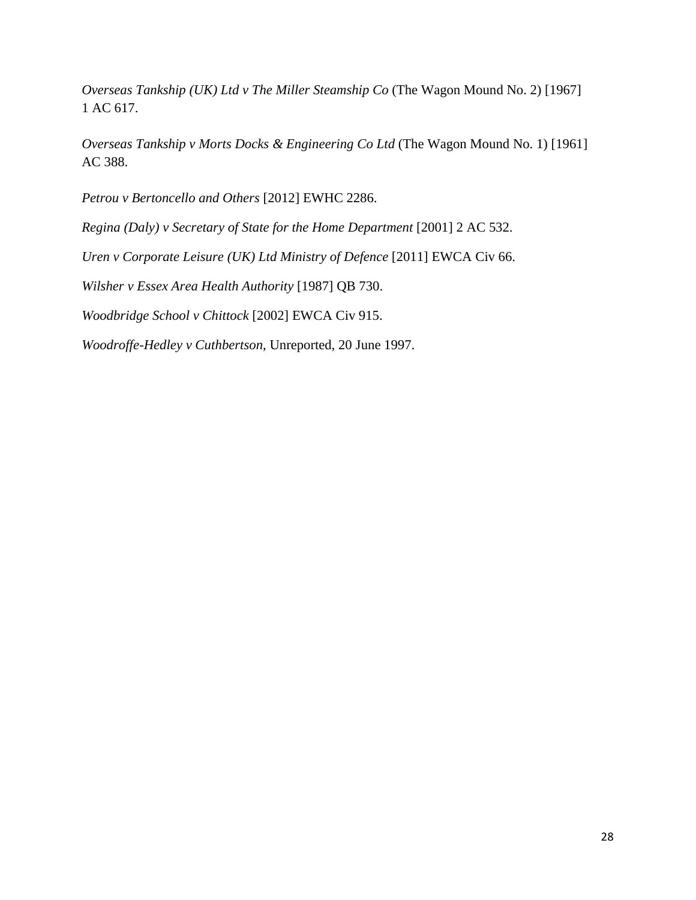*Overseas Tankship (UK) Ltd v The Miller Steamship Co* (The Wagon Mound No. 2) [1967] 1 AC 617.

*Overseas Tankship v Morts Docks & Engineering Co Ltd* (The Wagon Mound No. 1) [1961] AC 388.

*Petrou v Bertoncello and Others* [2012] EWHC 2286.

*Regina (Daly) v Secretary of State for the Home Department* [2001] 2 AC 532.

*Uren v Corporate Leisure (UK) Ltd Ministry of Defence* [2011] EWCA Civ 66.

*Wilsher v Essex Area Health Authority* [1987] QB 730.

*Woodbridge School v Chittock* [2002] EWCA Civ 915.

*Woodroffe-Hedley v Cuthbertson*, Unreported, 20 June 1997.